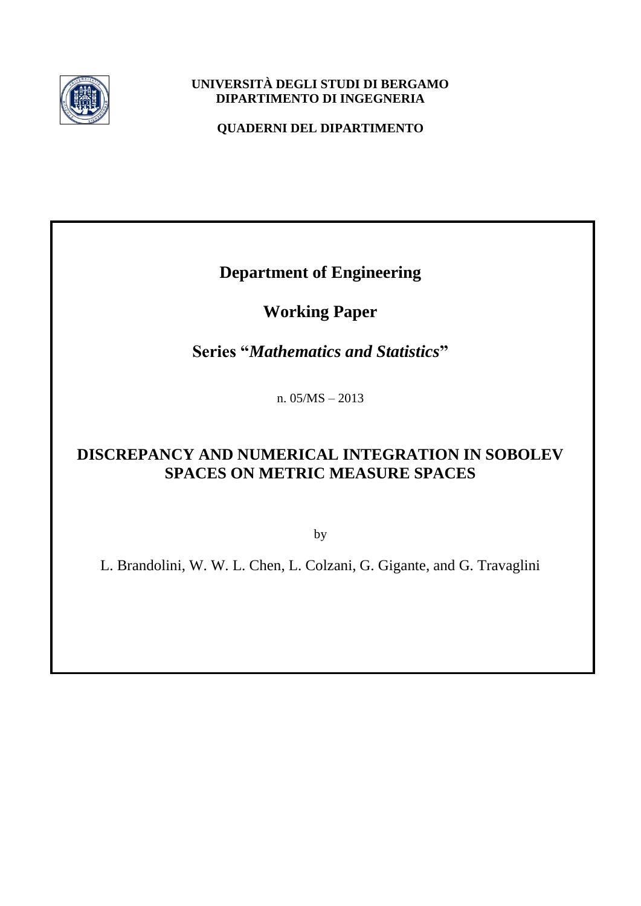**UNIVERSITÀ DEGLI STUDI DI BERGAMO**
**DIPARTIMENTO DI INGEGNERIA**

**QUADERNI DEL DIPARTIMENTO**

## Department of Engineering

## Working Paper

## Series "*Mathematics and Statistics*"

n. 05/MS – 2013

# DISCREPANCY AND NUMERICAL INTEGRATION IN SOBOLEV SPACES ON METRIC MEASURE SPACES

by

L. Brandolini, W. W. L. Chen, L. Colzani, G. Gigante, and G. Travaglini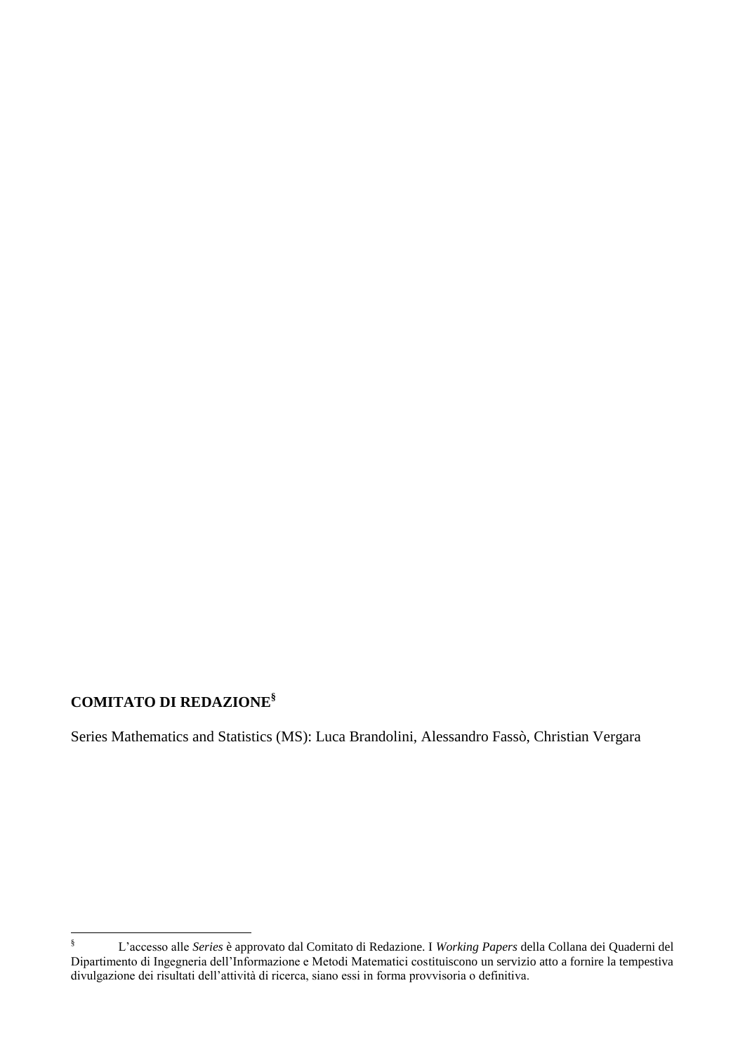**COMITATO DI REDAZIONE**[§]

Series Mathematics and Statistics (MS): Luca Brandolini, Alessandro Fassò, Christian Vergara

[§] L'accesso alle *Series* è approvato dal Comitato di Redazione. I *Working Papers* della Collana dei Quaderni del Dipartimento di Ingegneria dell'Informazione e Metodi Matematici costituiscono un servizio atto a fornire la tempestiva divulgazione dei risultati dell'attività di ricerca, siano essi in forma provvisoria o definitiva.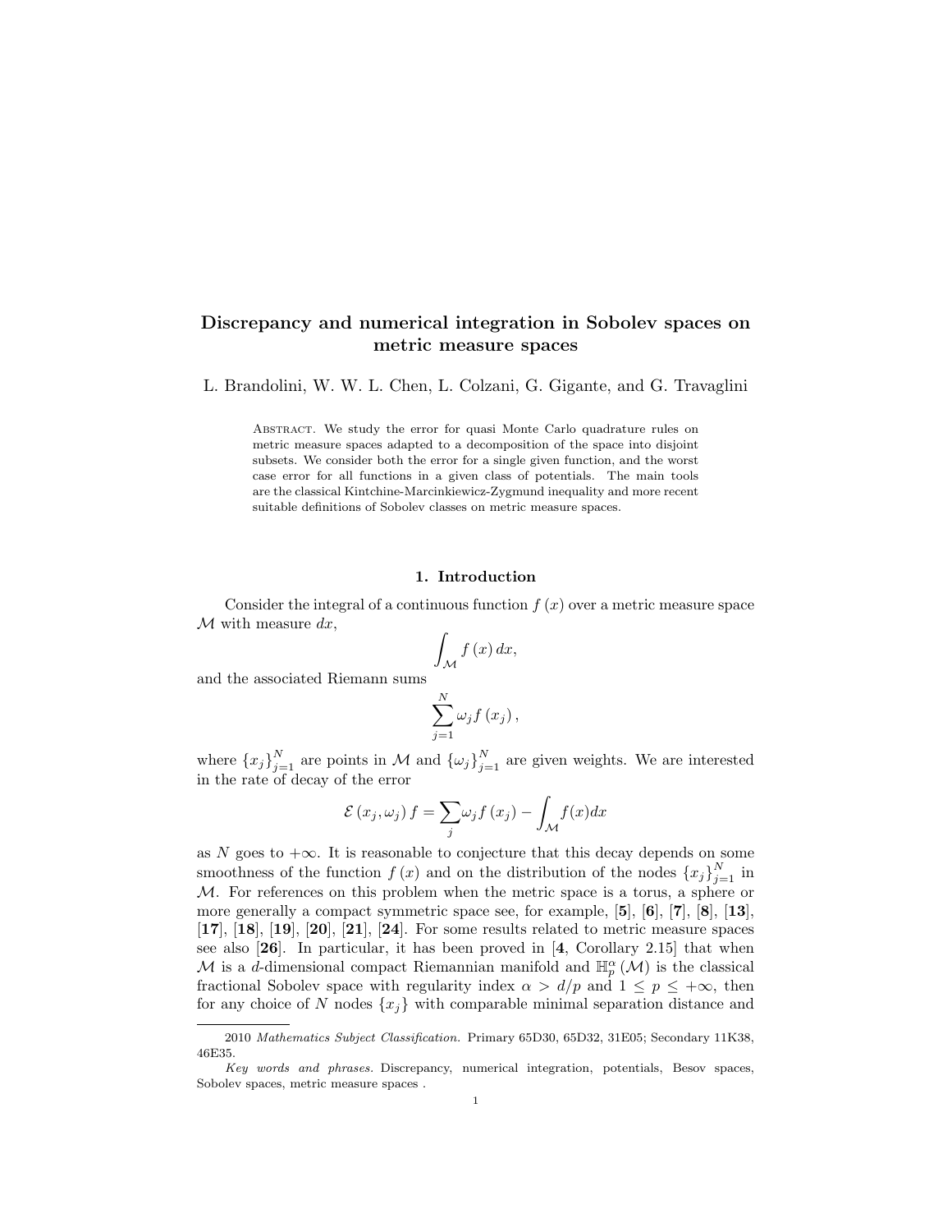# Discrepancy and numerical integration in Sobolev spaces on metric measure spaces

L. Brandolini, W. W. L. Chen, L. Colzani, G. Gigante, and G. Travaglini

Abstract. We study the error for quasi Monte Carlo quadrature rules on metric measure spaces adapted to a decomposition of the space into disjoint subsets. We consider both the error for a single given function, and the worst case error for all functions in a given class of potentials. The main tools are the classical Kintchine-Marcinkiewicz-Zygmund inequality and more recent suitable definitions of Sobolev classes on metric measure spaces.

## 1. Introduction

Consider the integral of a continuous function $f(x)$ over a metric measure space $\mathcal{M}$ with measure $dx$,

$$\int_{\mathcal{M}} f(x)\, dx,$$

and the associated Riemann sums

$$\sum_{j=1}^{N} \omega_j f(x_j),$$

where $\{x_j\}_{j=1}^{N}$ are points in $\mathcal{M}$ and $\{\omega_j\}_{j=1}^{N}$ are given weights. We are interested in the rate of decay of the error

$$\mathcal{E}(x_j, \omega_j) f = \sum_j \omega_j f(x_j) - \int_{\mathcal{M}} f(x) dx$$

as $N$ goes to $+\infty$. It is reasonable to conjecture that this decay depends on some smoothness of the function $f(x)$ and on the distribution of the nodes $\{x_j\}_{j=1}^{N}$ in $\mathcal{M}$. For references on this problem when the metric space is a torus, a sphere or more generally a compact symmetric space see, for example, [**5**], [**6**], [**7**], [**8**], [**13**], [**17**], [**18**], [**19**], [**20**], [**21**], [**24**]. For some results related to metric measure spaces see also [**26**]. In particular, it has been proved in [**4**, Corollary 2.15] that when $\mathcal{M}$ is a $d$-dimensional compact Riemannian manifold and $\mathbb{H}_p^{\alpha}(\mathcal{M})$ is the classical fractional Sobolev space with regularity index $\alpha > d/p$ and $1 \leq p \leq +\infty$, then for any choice of $N$ nodes $\{x_j\}$ with comparable minimal separation distance and

---

2010 *Mathematics Subject Classification.* Primary 65D30, 65D32, 31E05; Secondary 11K38, 46E35.

*Key words and phrases.* Discrepancy, numerical integration, potentials, Besov spaces, Sobolev spaces, metric measure spaces .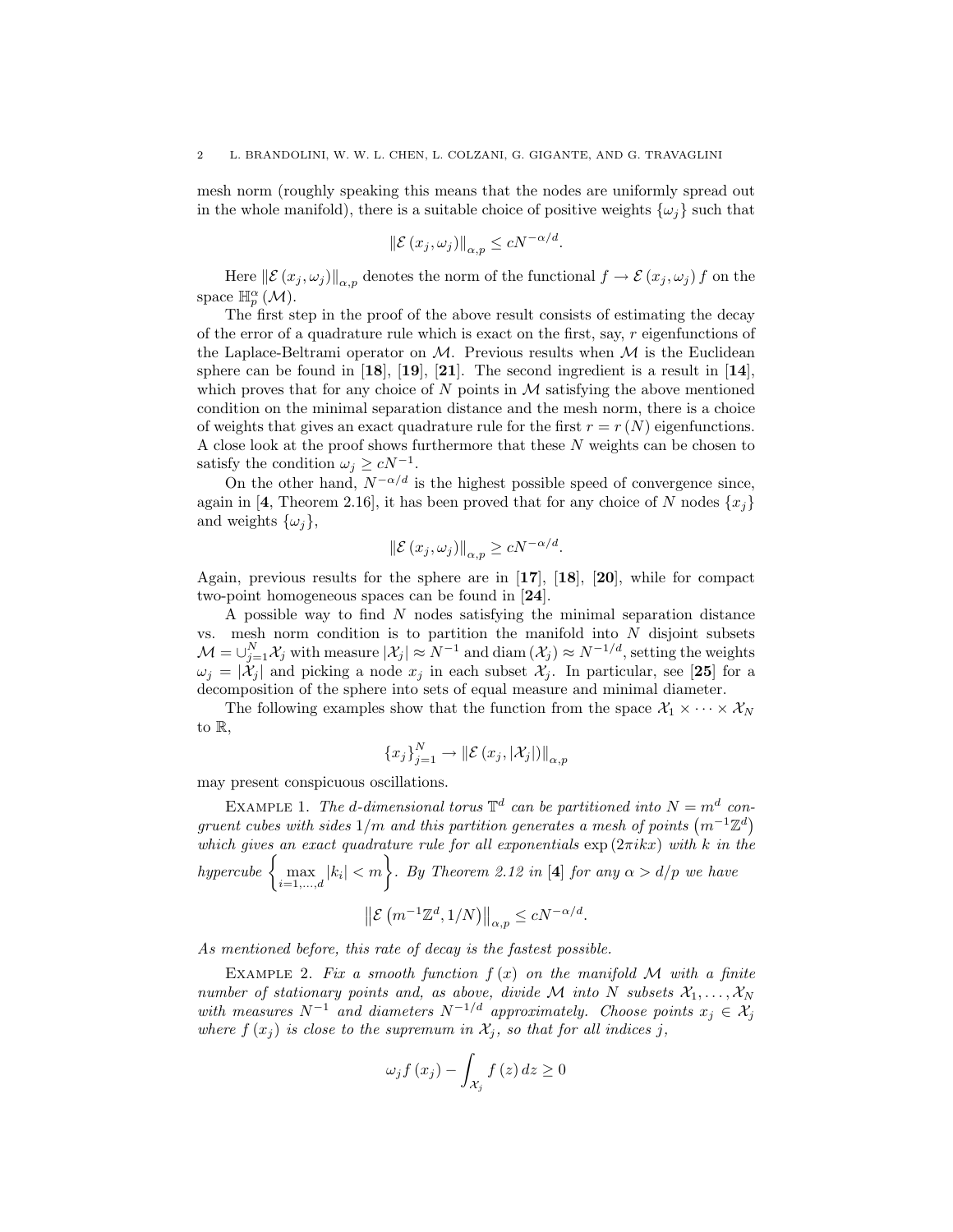mesh norm (roughly speaking this means that the nodes are uniformly spread out in the whole manifold), there is a suitable choice of positive weights $\{\omega_j\}$ such that

$$\left\| \mathcal{E}\left(x_j, \omega_j\right)\right\|_{\alpha,p} \leq cN^{-\alpha/d}.$$

Here $\left\| \mathcal{E}\left(x_j, \omega_j\right)\right\|_{\alpha,p}$ denotes the norm of the functional $f \to \mathcal{E}\left(x_j, \omega_j\right) f$ on the space $\mathbb{H}_p^{\alpha}\left(\mathcal{M}\right)$.

The first step in the proof of the above result consists of estimating the decay of the error of a quadrature rule which is exact on the first, say, $r$ eigenfunctions of the Laplace-Beltrami operator on $\mathcal{M}$. Previous results when $\mathcal{M}$ is the Euclidean sphere can be found in [**18**], [**19**], [**21**]. The second ingredient is a result in [**14**], which proves that for any choice of $N$ points in $\mathcal{M}$ satisfying the above mentioned condition on the minimal separation distance and the mesh norm, there is a choice of weights that gives an exact quadrature rule for the first $r = r\left(N\right)$ eigenfunctions. A close look at the proof shows furthermore that these $N$ weights can be chosen to satisfy the condition $\omega_j \geq cN^{-1}$.

On the other hand, $N^{-\alpha/d}$ is the highest possible speed of convergence since, again in [**4**, Theorem 2.16], it has been proved that for any choice of $N$ nodes $\{x_j\}$ and weights $\{\omega_j\}$,

$$\left\| \mathcal{E}\left(x_j, \omega_j\right)\right\|_{\alpha,p} \geq cN^{-\alpha/d}.$$

Again, previous results for the sphere are in [**17**], [**18**], [**20**], while for compact two-point homogeneous spaces can be found in [**24**].

A possible way to find $N$ nodes satisfying the minimal separation distance vs. mesh norm condition is to partition the manifold into $N$ disjoint subsets $\mathcal{M} = \cup_{j=1}^{N} \mathcal{X}_j$ with measure $|\mathcal{X}_j| \approx N^{-1}$ and $\operatorname{diam}\left(\mathcal{X}_j\right) \approx N^{-1/d}$, setting the weights $\omega_j = |\mathcal{X}_j|$ and picking a node $x_j$ in each subset $\mathcal{X}_j$. In particular, see [**25**] for a decomposition of the sphere into sets of equal measure and minimal diameter.

The following examples show that the function from the space $\mathcal{X}_1 \times \cdots \times \mathcal{X}_N$ to $\mathbb{R}$,

$$\{x_j\}_{j=1}^{N} \to \left\| \mathcal{E}\left(x_j, |\mathcal{X}_j|\right)\right\|_{\alpha,p}$$

may present conspicuous oscillations.

Example 1. *The $d$-dimensional torus $\mathbb{T}^d$ can be partitioned into $N = m^d$ congruent cubes with sides $1/m$ and this partition generates a mesh of points $\left(m^{-1}\mathbb{Z}^d\right)$ which gives an exact quadrature rule for all exponentials $\exp\left(2\pi i k x\right)$ with $k$ in the hypercube $\left\{ \max_{i=1,\ldots,d} |k_i| < m \right\}$. By Theorem 2.12 in [**4**] for any $\alpha > d/p$ we have*

$$\left\| \mathcal{E}\left(m^{-1}\mathbb{Z}^d, 1/N\right)\right\|_{\alpha,p} \leq cN^{-\alpha/d}.$$

*As mentioned before, this rate of decay is the fastest possible.*

Example 2. *Fix a smooth function $f\left(x\right)$ on the manifold $\mathcal{M}$ with a finite number of stationary points and, as above, divide $\mathcal{M}$ into $N$ subsets $\mathcal{X}_1, \ldots, \mathcal{X}_N$ with measures $N^{-1}$ and diameters $N^{-1/d}$ approximately. Choose points $x_j \in \mathcal{X}_j$ where $f\left(x_j\right)$ is close to the supremum in $\mathcal{X}_j$, so that for all indices $j$,*

$$\omega_j f\left(x_j\right) - \int_{\mathcal{X}_j} f\left(z\right) dz \geq 0$$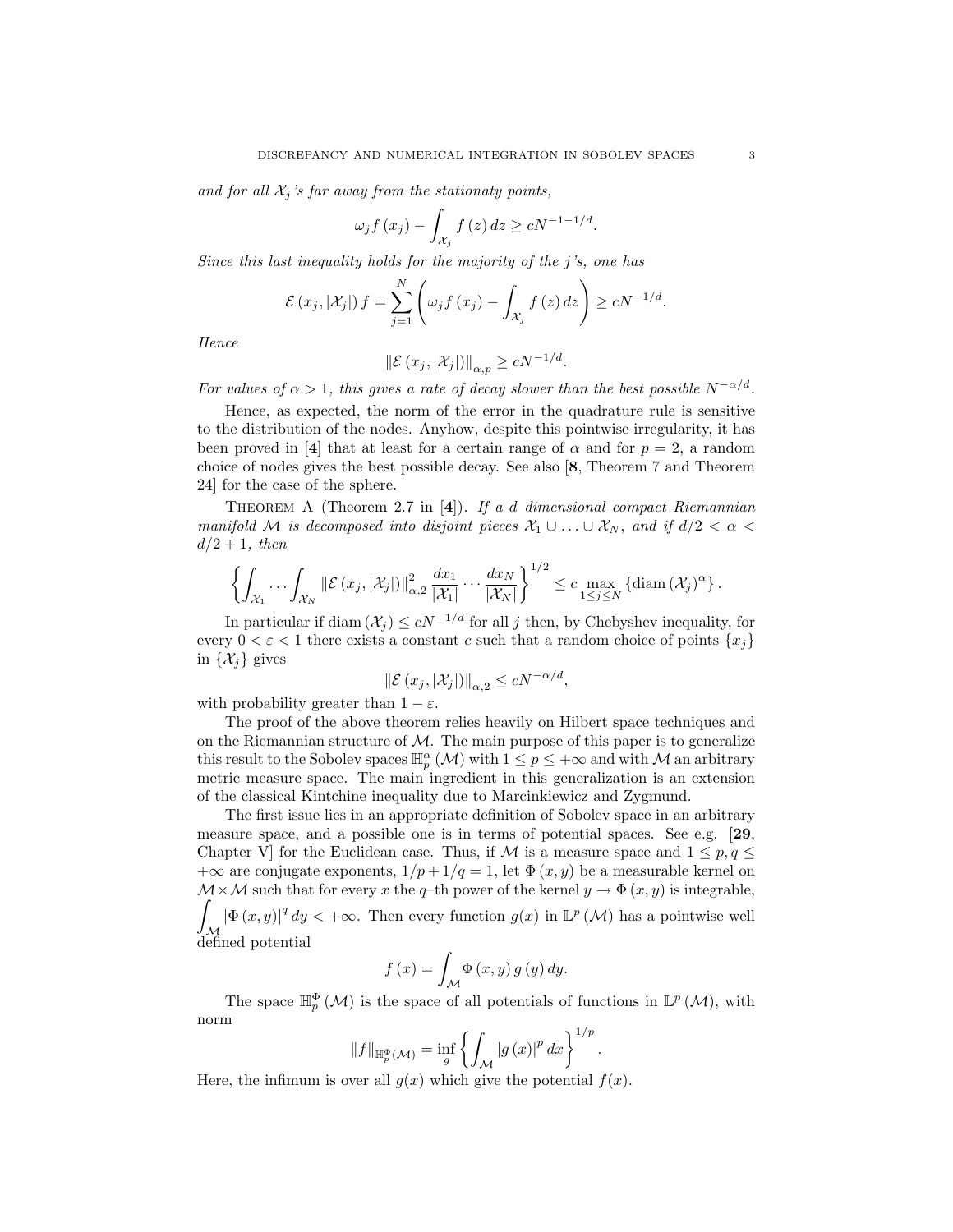*and for all $\mathcal{X}_j$'s far away from the stationaty points,*

$$\omega_j f(x_j) - \int_{\mathcal{X}_j} f(z)\, dz \geq c N^{-1-1/d}.$$

*Since this last inequality holds for the majority of the $j$'s, one has*

$$\mathcal{E}(x_j, |\mathcal{X}_j|) f = \sum_{j=1}^{N} \left( \omega_j f(x_j) - \int_{\mathcal{X}_j} f(z)\, dz \right) \geq c N^{-1/d}.$$

*Hence*

$$\|\mathcal{E}(x_j, |\mathcal{X}_j|)\|_{\alpha,p} \geq c N^{-1/d}.$$

*For values of $\alpha > 1$, this gives a rate of decay slower than the best possible $N^{-\alpha/d}$.*

Hence, as expected, the norm of the error in the quadrature rule is sensitive to the distribution of the nodes. Anyhow, despite this pointwise irregularity, it has been proved in [**4**] that at least for a certain range of $\alpha$ and for $p = 2$, a random choice of nodes gives the best possible decay. See also [**8**, Theorem 7 and Theorem 24] for the case of the sphere.

Theorem A (Theorem 2.7 in [**4**]). *If a $d$ dimensional compact Riemannian manifold $\mathcal{M}$ is decomposed into disjoint pieces $\mathcal{X}_1 \cup \ldots \cup \mathcal{X}_N$, and if $d/2 < \alpha < d/2 + 1$, then*

$$\left\{ \int_{\mathcal{X}_1} \cdots \int_{\mathcal{X}_N} \|\mathcal{E}(x_j, |\mathcal{X}_j|)\|_{\alpha,2}^2 \frac{dx_1}{|\mathcal{X}_1|} \cdots \frac{dx_N}{|\mathcal{X}_N|} \right\}^{1/2} \leq c \max_{1 \leq j \leq N} \{\operatorname{diam}(\mathcal{X}_j)^{\alpha}\}.$$

In particular if $\operatorname{diam}(\mathcal{X}_j) \leq c N^{-1/d}$ for all $j$ then, by Chebyshev inequality, for every $0 < \varepsilon < 1$ there exists a constant $c$ such that a random choice of points $\{x_j\}$ in $\{\mathcal{X}_j\}$ gives

$$\|\mathcal{E}(x_j, |\mathcal{X}_j|)\|_{\alpha,2} \leq c N^{-\alpha/d},$$

with probability greater than $1 - \varepsilon$.

The proof of the above theorem relies heavily on Hilbert space techniques and on the Riemannian structure of $\mathcal{M}$. The main purpose of this paper is to generalize this result to the Sobolev spaces $\mathbb{H}_p^{\alpha}(\mathcal{M})$ with $1 \leq p \leq +\infty$ and with $\mathcal{M}$ an arbitrary metric measure space. The main ingredient in this generalization is an extension of the classical Kintchine inequality due to Marcinkiewicz and Zygmund.

The first issue lies in an appropriate definition of Sobolev space in an arbitrary measure space, and a possible one is in terms of potential spaces. See e.g. [**29**, Chapter V] for the Euclidean case. Thus, if $\mathcal{M}$ is a measure space and $1 \leq p, q \leq +\infty$ are conjugate exponents, $1/p + 1/q = 1$, let $\Phi(x, y)$ be a measurable kernel on $\mathcal{M} \times \mathcal{M}$ such that for every $x$ the $q$–th power of the kernel $y \to \Phi(x, y)$ is integrable, $\int_{\mathcal{M}} |\Phi(x, y)|^q\, dy < +\infty$. Then every function $g(x)$ in $\mathbb{L}^p(\mathcal{M})$ has a pointwise well defined potential

$$f(x) = \int_{\mathcal{M}} \Phi(x, y)\, g(y)\, dy.$$

The space $\mathbb{H}_p^{\Phi}(\mathcal{M})$ is the space of all potentials of functions in $\mathbb{L}^p(\mathcal{M})$, with norm

$$\|f\|_{\mathbb{H}_p^{\Phi}(\mathcal{M})} = \inf_g \left\{ \int_{\mathcal{M}} |g(x)|^p\, dx \right\}^{1/p}.$$

Here, the infimum is over all $g(x)$ which give the potential $f(x)$.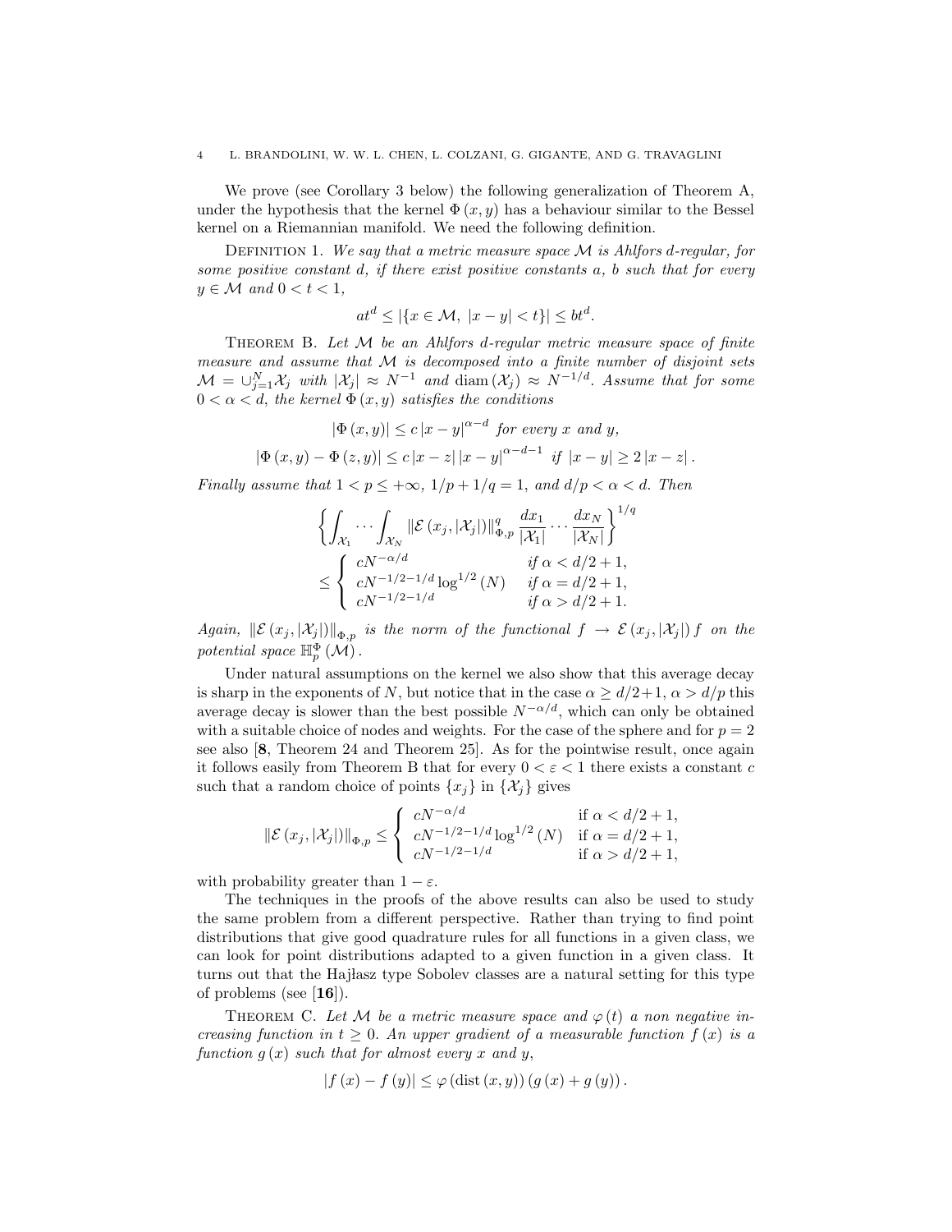We prove (see Corollary 3 below) the following generalization of Theorem A, under the hypothesis that the kernel $\Phi(x,y)$ has a behaviour similar to the Bessel kernel on a Riemannian manifold. We need the following definition.

Definition 1. *We say that a metric measure space $\mathcal{M}$ is Ahlfors $d$-regular, for some positive constant $d$, if there exist positive constants $a$, $b$ such that for every $y \in \mathcal{M}$ and $0 < t < 1$,*

$$at^d \leq |\{x \in \mathcal{M},\ |x-y| < t\}| \leq bt^d.$$

Theorem B. *Let $\mathcal{M}$ be an Ahlfors $d$-regular metric measure space of finite measure and assume that $\mathcal{M}$ is decomposed into a finite number of disjoint sets $\mathcal{M} = \cup_{j=1}^{N} \mathcal{X}_j$ with $|\mathcal{X}_j| \approx N^{-1}$ and $\operatorname{diam}(\mathcal{X}_j) \approx N^{-1/d}$. Assume that for some $0 < \alpha < d$, the kernel $\Phi(x,y)$ satisfies the conditions*

$$|\Phi(x,y)| \leq c\,|x-y|^{\alpha-d} \text{ for every } x \text{ and } y,$$

$$|\Phi(x,y) - \Phi(z,y)| \leq c\,|x-z|\,|x-y|^{\alpha-d-1} \text{ if } |x-y| \geq 2\,|x-z|.$$

*Finally assume that $1 < p \leq +\infty$, $1/p + 1/q = 1$, and $d/p < \alpha < d$. Then*

$$\left\{ \int_{\mathcal{X}_1} \cdots \int_{\mathcal{X}_N} \|\mathcal{E}(x_j, |\mathcal{X}_j|)\|_{\Phi,p}^q \frac{dx_1}{|\mathcal{X}_1|} \cdots \frac{dx_N}{|\mathcal{X}_N|} \right\}^{1/q}$$
$$\leq \begin{cases} cN^{-\alpha/d} & \text{if } \alpha < d/2+1, \\ cN^{-1/2-1/d}\log^{1/2}(N) & \text{if } \alpha = d/2+1, \\ cN^{-1/2-1/d} & \text{if } \alpha > d/2+1. \end{cases}$$

*Again, $\|\mathcal{E}(x_j, |\mathcal{X}_j|)\|_{\Phi,p}$ is the norm of the functional $f \to \mathcal{E}(x_j, |\mathcal{X}_j|) f$ on the potential space $\mathbb{H}_p^{\Phi}(\mathcal{M})$.*

Under natural assumptions on the kernel we also show that this average decay is sharp in the exponents of $N$, but notice that in the case $\alpha \geq d/2+1$, $\alpha > d/p$ this average decay is slower than the best possible $N^{-\alpha/d}$, which can only be obtained with a suitable choice of nodes and weights. For the case of the sphere and for $p = 2$ see also [**8**, Theorem 24 and Theorem 25]. As for the pointwise result, once again it follows easily from Theorem B that for every $0 < \varepsilon < 1$ there exists a constant $c$ such that a random choice of points $\{x_j\}$ in $\{\mathcal{X}_j\}$ gives

$$\|\mathcal{E}(x_j, |\mathcal{X}_j|)\|_{\Phi,p} \leq \begin{cases} cN^{-\alpha/d} & \text{if } \alpha < d/2+1, \\ cN^{-1/2-1/d}\log^{1/2}(N) & \text{if } \alpha = d/2+1, \\ cN^{-1/2-1/d} & \text{if } \alpha > d/2+1, \end{cases}$$

with probability greater than $1 - \varepsilon$.

The techniques in the proofs of the above results can also be used to study the same problem from a different perspective. Rather than trying to find point distributions that give good quadrature rules for all functions in a given class, we can look for point distributions adapted to a given function in a given class. It turns out that the Hajłasz type Sobolev classes are a natural setting for this type of problems (see [**16**]).

Theorem C. *Let $\mathcal{M}$ be a metric measure space and $\varphi(t)$ a non negative increasing function in $t \geq 0$. An upper gradient of a measurable function $f(x)$ is a function $g(x)$ such that for almost every $x$ and $y$,*

$$|f(x) - f(y)| \leq \varphi(\operatorname{dist}(x,y))\,(g(x) + g(y)).$$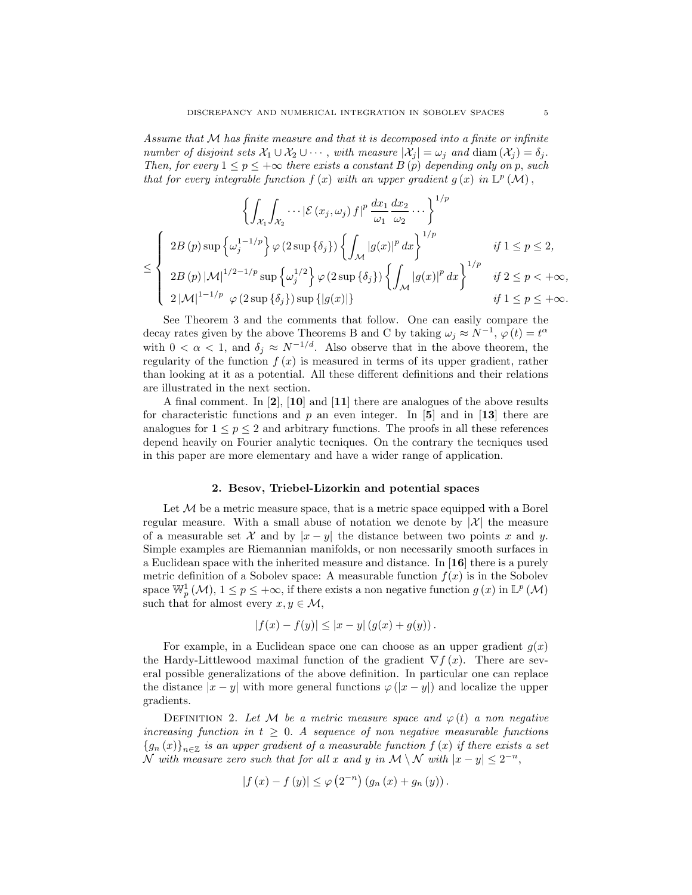*Assume that $\mathcal{M}$ has finite measure and that it is decomposed into a finite or infinite number of disjoint sets $\mathcal{X}_1 \cup \mathcal{X}_2 \cup \cdots$, with measure $|\mathcal{X}_j| = \omega_j$ and $\operatorname{diam}(\mathcal{X}_j) = \delta_j$. Then, for every $1 \le p \le +\infty$ there exists a constant $B(p)$ depending only on $p$, such that for every integrable function $f(x)$ with an upper gradient $g(x)$ in $\mathbb{L}^p(\mathcal{M})$,*

$$\left\{ \int_{\mathcal{X}_1} \int_{\mathcal{X}_2} \cdots |\mathcal{E}(x_j, \omega_j) f|^p \frac{dx_1}{\omega_1} \frac{dx_2}{\omega_2} \cdots \right\}^{1/p}$$

$$\le \begin{cases} 2B(p) \sup\left\{\omega_j^{1-1/p}\right\} \varphi(2\sup\{\delta_j\}) \left\{ \int_{\mathcal{M}} |g(x)|^p \, dx \right\}^{1/p} & \text{if } 1 \le p \le 2, \\ 2B(p) |\mathcal{M}|^{1/2-1/p} \sup\left\{\omega_j^{1/2}\right\} \varphi(2\sup\{\delta_j\}) \left\{ \int_{\mathcal{M}} |g(x)|^p \, dx \right\}^{1/p} & \text{if } 2 \le p < +\infty, \\ 2|\mathcal{M}|^{1-1/p} \ \varphi(2\sup\{\delta_j\}) \sup\{|g(x)|\} & \text{if } 1 \le p \le +\infty. \end{cases}$$

See Theorem 3 and the comments that follow. One can easily compare the decay rates given by the above Theorems B and C by taking $\omega_j \approx N^{-1}$, $\varphi(t) = t^\alpha$ with $0 < \alpha < 1$, and $\delta_j \approx N^{-1/d}$. Also observe that in the above theorem, the regularity of the function $f(x)$ is measured in terms of its upper gradient, rather than looking at it as a potential. All these different definitions and their relations are illustrated in the next section.

A final comment. In [**2**], [**10**] and [**11**] there are analogues of the above results for characteristic functions and $p$ an even integer. In [**5**] and in [**13**] there are analogues for $1 \le p \le 2$ and arbitrary functions. The proofs in all these references depend heavily on Fourier analytic tecniques. On the contrary the tecniques used in this paper are more elementary and have a wider range of application.

## 2. Besov, Triebel-Lizorkin and potential spaces

Let $\mathcal{M}$ be a metric measure space, that is a metric space equipped with a Borel regular measure. With a small abuse of notation we denote by $|\mathcal{X}|$ the measure of a measurable set $\mathcal{X}$ and by $|x-y|$ the distance between two points $x$ and $y$. Simple examples are Riemannian manifolds, or non necessarily smooth surfaces in a Euclidean space with the inherited measure and distance. In [**16**] there is a purely metric definition of a Sobolev space: A measurable function $f(x)$ is in the Sobolev space $\mathbb{W}_p^1(\mathcal{M})$, $1 \le p \le +\infty$, if there exists a non negative function $g(x)$ in $\mathbb{L}^p(\mathcal{M})$ such that for almost every $x, y \in \mathcal{M}$,

$$|f(x) - f(y)| \le |x-y| \left(g(x) + g(y)\right).$$

For example, in a Euclidean space one can choose as an upper gradient $g(x)$ the Hardy-Littlewood maximal function of the gradient $\nabla f(x)$. There are several possible generalizations of the above definition. In particular one can replace the distance $|x-y|$ with more general functions $\varphi(|x-y|)$ and localize the upper gradients.

Definition 2. *Let $\mathcal{M}$ be a metric measure space and $\varphi(t)$ a non negative increasing function in $t \ge 0$. A sequence of non negative measurable functions $\{g_n(x)\}_{n\in\mathbb{Z}}$ is an upper gradient of a measurable function $f(x)$ if there exists a set $\mathcal{N}$ with measure zero such that for all $x$ and $y$ in $\mathcal{M} \setminus \mathcal{N}$ with $|x-y| \le 2^{-n}$,*

$$|f(x) - f(y)| \le \varphi\left(2^{-n}\right)\left(g_n(x) + g_n(y)\right).$$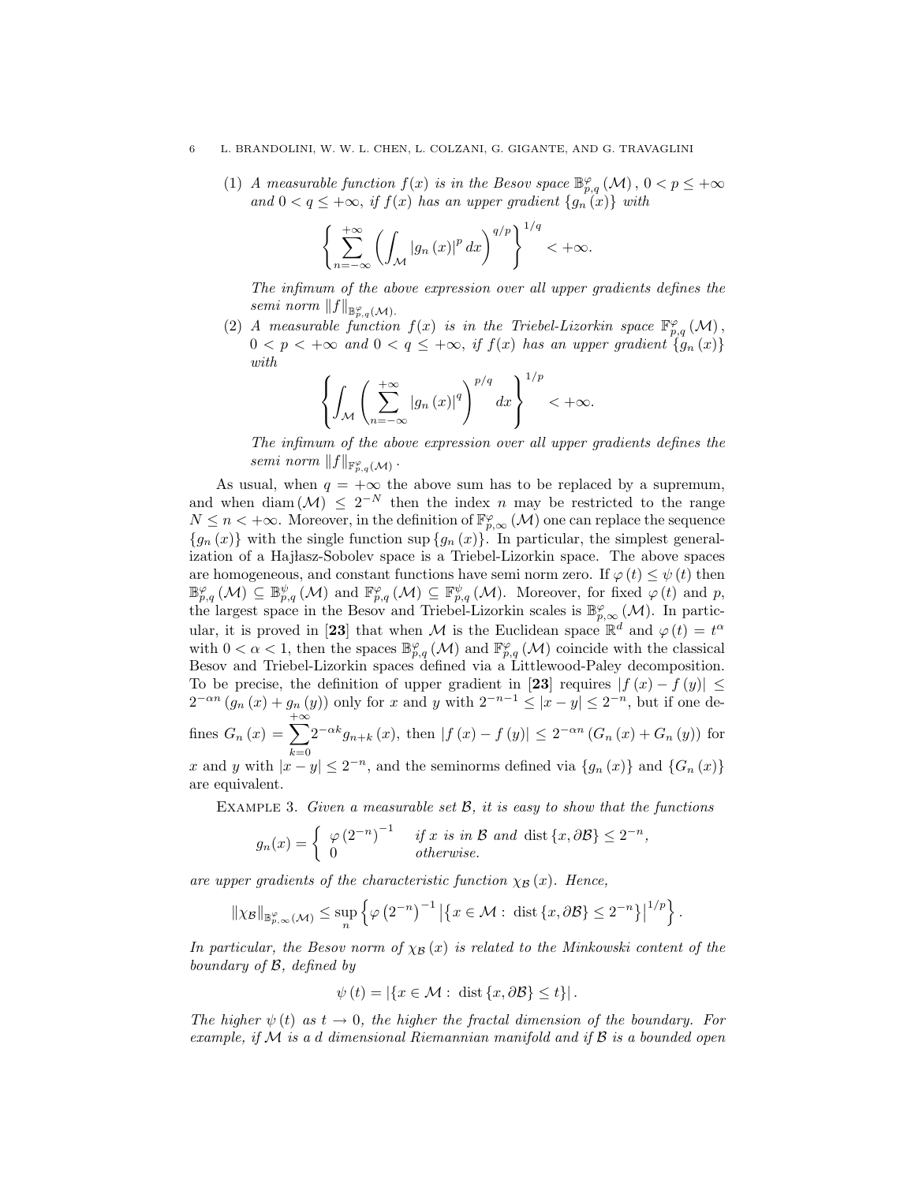(1) *A measurable function $f(x)$ is in the Besov space $\mathbb{B}^{\varphi}_{p,q}(\mathcal{M})$, $0 < p \leq +\infty$ and $0 < q \leq +\infty$, if $f(x)$ has an upper gradient $\{g_n(x)\}$ with*

$$\left\{ \sum_{n=-\infty}^{+\infty} \left( \int_{\mathcal{M}} |g_n(x)|^p \, dx \right)^{q/p} \right\}^{1/q} < +\infty.$$

*The infimum of the above expression over all upper gradients defines the semi norm $\|f\|_{\mathbb{B}^{\varphi}_{p,q}(\mathcal{M})}$.*

(2) *A measurable function $f(x)$ is in the Triebel-Lizorkin space $\mathbb{F}^{\varphi}_{p,q}(\mathcal{M})$, $0 < p < +\infty$ and $0 < q \leq +\infty$, if $f(x)$ has an upper gradient $\{g_n(x)\}$ with*

$$\left\{ \int_{\mathcal{M}} \left( \sum_{n=-\infty}^{+\infty} |g_n(x)|^q \right)^{p/q} dx \right\}^{1/p} < +\infty.$$

*The infimum of the above expression over all upper gradients defines the semi norm $\|f\|_{\mathbb{F}^{\varphi}_{p,q}(\mathcal{M})}$.*

As usual, when $q = +\infty$ the above sum has to be replaced by a supremum, and when $\operatorname{diam}(\mathcal{M}) \leq 2^{-N}$ then the index $n$ may be restricted to the range $N \leq n < +\infty$. Moreover, in the definition of $\mathbb{F}^{\varphi}_{p,\infty}(\mathcal{M})$ one can replace the sequence $\{g_n(x)\}$ with the single function $\sup\{g_n(x)\}$. In particular, the simplest generalization of a Hajłasz-Sobolev space is a Triebel-Lizorkin space. The above spaces are homogeneous, and constant functions have semi norm zero. If $\varphi(t) \leq \psi(t)$ then $\mathbb{B}^{\varphi}_{p,q}(\mathcal{M}) \subseteq \mathbb{B}^{\psi}_{p,q}(\mathcal{M})$ and $\mathbb{F}^{\varphi}_{p,q}(\mathcal{M}) \subseteq \mathbb{F}^{\psi}_{p,q}(\mathcal{M})$. Moreover, for fixed $\varphi(t)$ and $p$, the largest space in the Besov and Triebel-Lizorkin scales is $\mathbb{B}^{\varphi}_{p,\infty}(\mathcal{M})$. In particular, it is proved in [**23**] that when $\mathcal{M}$ is the Euclidean space $\mathbb{R}^d$ and $\varphi(t) = t^{\alpha}$ with $0 < \alpha < 1$, then the spaces $\mathbb{B}^{\varphi}_{p,q}(\mathcal{M})$ and $\mathbb{F}^{\varphi}_{p,q}(\mathcal{M})$ coincide with the classical Besov and Triebel-Lizorkin spaces defined via a Littlewood-Paley decomposition. To be precise, the definition of upper gradient in [**23**] requires $|f(x) - f(y)| \leq 2^{-\alpha n}(g_n(x) + g_n(y))$ only for $x$ and $y$ with $2^{-n-1} \leq |x - y| \leq 2^{-n}$, but if one defines $G_n(x) = \sum_{k=0}^{+\infty} 2^{-\alpha k} g_{n+k}(x)$, then $|f(x) - f(y)| \leq 2^{-\alpha n}(G_n(x) + G_n(y))$ for $x$ and $y$ with $|x - y| \leq 2^{-n}$, and the seminorms defined via $\{g_n(x)\}$ and $\{G_n(x)\}$ are equivalent.

Example 3. *Given a measurable set $\mathcal{B}$, it is easy to show that the functions*

$$g_n(x) = \begin{cases} \varphi(2^{-n})^{-1} & \text{if } x \text{ is in } \mathcal{B} \text{ and } \operatorname{dist}\{x, \partial\mathcal{B}\} \leq 2^{-n}, \\ 0 & \text{otherwise.} \end{cases}$$

*are upper gradients of the characteristic function $\chi_{\mathcal{B}}(x)$. Hence,*

$$\|\chi_{\mathcal{B}}\|_{\mathbb{B}^{\varphi}_{p,\infty}(\mathcal{M})} \leq \sup_n \left\{ \varphi(2^{-n})^{-1} \left| \{x \in \mathcal{M} : \operatorname{dist}\{x, \partial\mathcal{B}\} \leq 2^{-n}\} \right|^{1/p} \right\}.$$

*In particular, the Besov norm of $\chi_{\mathcal{B}}(x)$ is related to the Minkowski content of the boundary of $\mathcal{B}$, defined by*

$$\psi(t) = |\{x \in \mathcal{M} : \operatorname{dist}\{x, \partial\mathcal{B}\} \leq t\}|.$$

*The higher $\psi(t)$ as $t \to 0$, the higher the fractal dimension of the boundary. For example, if $\mathcal{M}$ is a $d$ dimensional Riemannian manifold and if $\mathcal{B}$ is a bounded open*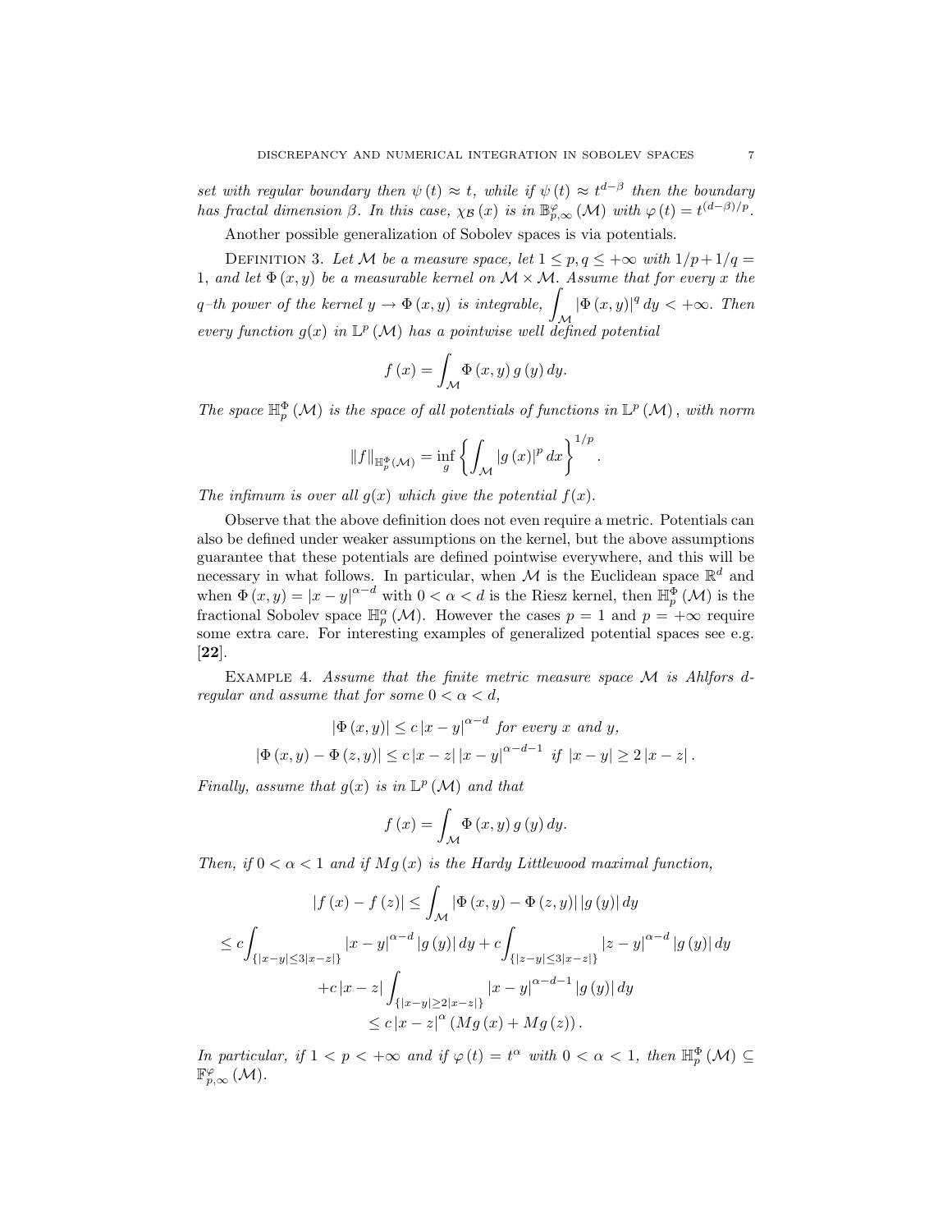*set with regular boundary then $\psi(t) \approx t$, while if $\psi(t) \approx t^{d-\beta}$ then the boundary has fractal dimension $\beta$. In this case, $\chi_{\mathcal{B}}(x)$ is in $\mathbb{B}^{\varphi}_{p,\infty}(\mathcal{M})$ with $\varphi(t) = t^{(d-\beta)/p}$.*

Another possible generalization of Sobolev spaces is via potentials.

Definition 3. *Let $\mathcal{M}$ be a measure space, let $1 \leq p, q \leq +\infty$ with $1/p + 1/q = 1$, and let $\Phi(x, y)$ be a measurable kernel on $\mathcal{M} \times \mathcal{M}$. Assume that for every $x$ the $q$–th power of the kernel $y \to \Phi(x, y)$ is integrable, $\int_{\mathcal{M}} |\Phi(x, y)|^q \, dy < +\infty$. Then every function $g(x)$ in $\mathbb{L}^p(\mathcal{M})$ has a pointwise well defined potential*

$$f(x) = \int_{\mathcal{M}} \Phi(x, y) \, g(y) \, dy.$$

*The space $\mathbb{H}^{\Phi}_p(\mathcal{M})$ is the space of all potentials of functions in $\mathbb{L}^p(\mathcal{M})$, with norm*

$$\|f\|_{\mathbb{H}^{\Phi}_p(\mathcal{M})} = \inf_g \left\{ \int_{\mathcal{M}} |g(x)|^p \, dx \right\}^{1/p}.$$

*The infimum is over all $g(x)$ which give the potential $f(x)$.*

Observe that the above definition does not even require a metric. Potentials can also be defined under weaker assumptions on the kernel, but the above assumptions guarantee that these potentials are defined pointwise everywhere, and this will be necessary in what follows. In particular, when $\mathcal{M}$ is the Euclidean space $\mathbb{R}^d$ and when $\Phi(x, y) = |x - y|^{\alpha - d}$ with $0 < \alpha < d$ is the Riesz kernel, then $\mathbb{H}^{\Phi}_p(\mathcal{M})$ is the fractional Sobolev space $\mathbb{H}^{\alpha}_p(\mathcal{M})$. However the cases $p = 1$ and $p = +\infty$ require some extra care. For interesting examples of generalized potential spaces see e.g. [**22**].

Example 4. *Assume that the finite metric measure space $\mathcal{M}$ is Ahlfors $d$-regular and assume that for some $0 < \alpha < d$,*

$$|\Phi(x, y)| \leq c \, |x - y|^{\alpha - d} \text{ for every } x \text{ and } y,$$
$$|\Phi(x, y) - \Phi(z, y)| \leq c \, |x - z| \, |x - y|^{\alpha - d - 1} \text{ if } |x - y| \geq 2 \, |x - z| .$$

*Finally, assume that $g(x)$ is in $\mathbb{L}^p(\mathcal{M})$ and that*

$$f(x) = \int_{\mathcal{M}} \Phi(x, y) \, g(y) \, dy.$$

*Then, if $0 < \alpha < 1$ and if $Mg(x)$ is the Hardy Littlewood maximal function,*

$$\begin{aligned}
|f(x) - f(z)| &\leq \int_{\mathcal{M}} |\Phi(x, y) - \Phi(z, y)| \, |g(y)| \, dy \\
\leq c \int_{\{|x-y| \leq 3|x-z|\}} & |x - y|^{\alpha - d} \, |g(y)| \, dy + c \int_{\{|z-y| \leq 3|x-z|\}} |z - y|^{\alpha - d} \, |g(y)| \, dy \\
&+ c \, |x - z| \int_{\{|x-y| \geq 2|x-z|\}} |x - y|^{\alpha - d - 1} \, |g(y)| \, dy \\
&\leq c \, |x - z|^{\alpha} \left( Mg(x) + Mg(z) \right).
\end{aligned}$$

*In particular, if $1 < p < +\infty$ and if $\varphi(t) = t^{\alpha}$ with $0 < \alpha < 1$, then $\mathbb{H}^{\Phi}_p(\mathcal{M}) \subseteq \mathbb{F}^{\varphi}_{p,\infty}(\mathcal{M})$.*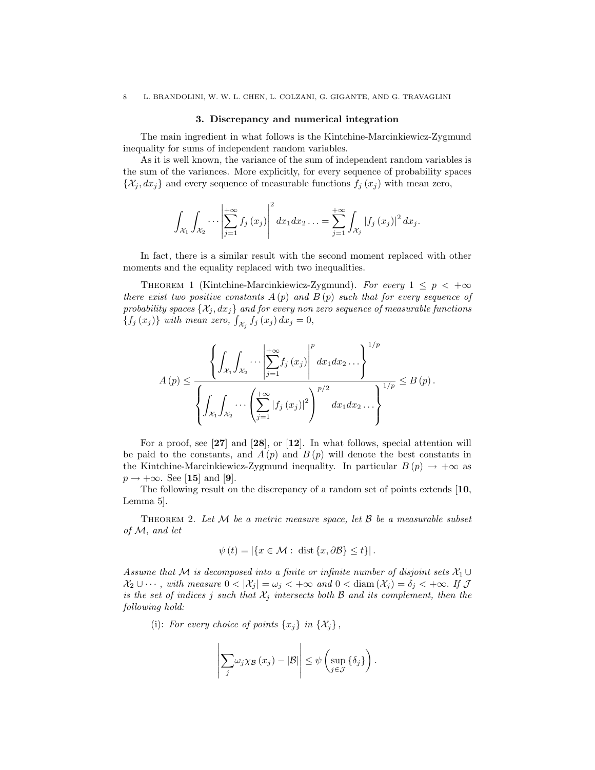## 3. Discrepancy and numerical integration

The main ingredient in what follows is the Kintchine-Marcinkiewicz-Zygmund inequality for sums of independent random variables.

As it is well known, the variance of the sum of independent random variables is the sum of the variances. More explicitly, for every sequence of probability spaces $\{\mathcal{X}_j, dx_j\}$ and every sequence of measurable functions $f_j(x_j)$ with mean zero,

$$\int_{\mathcal{X}_1}\int_{\mathcal{X}_2}\cdots\left|\sum_{j=1}^{+\infty} f_j(x_j)\right|^2 dx_1dx_2\ldots = \sum_{j=1}^{+\infty}\int_{\mathcal{X}_j}|f_j(x_j)|^2\,dx_j.$$

In fact, there is a similar result with the second moment replaced with other moments and the equality replaced with two inequalities.

Theorem 1 (Kintchine-Marcinkiewicz-Zygmund). *For every $1 \leq p < +\infty$ there exist two positive constants $A(p)$ and $B(p)$ such that for every sequence of probability spaces $\{\mathcal{X}_j, dx_j\}$ and for every non zero sequence of measurable functions $\{f_j(x_j)\}$ with mean zero, $\int_{\mathcal{X}_j} f_j(x_j)\,dx_j = 0$,*

$$A(p) \leq \frac{\left\{\displaystyle\int_{\mathcal{X}_1}\int_{\mathcal{X}_2}\cdots\left|\sum_{j=1}^{+\infty} f_j(x_j)\right|^p dx_1dx_2\ldots\right\}^{1/p}}{\left\{\displaystyle\int_{\mathcal{X}_1}\int_{\mathcal{X}_2}\cdots\left(\sum_{j=1}^{+\infty}|f_j(x_j)|^2\right)^{p/2} dx_1dx_2\ldots\right\}^{1/p}} \leq B(p).$$

For a proof, see [**27**] and [**28**], or [**12**]. In what follows, special attention will be paid to the constants, and $A(p)$ and $B(p)$ will denote the best constants in the Kintchine-Marcinkiewicz-Zygmund inequality. In particular $B(p) \to +\infty$ as $p \to +\infty$. See [**15**] and [**9**].

The following result on the discrepancy of a random set of points extends [**10**, Lemma 5].

Theorem 2. *Let $\mathcal{M}$ be a metric measure space, let $\mathcal{B}$ be a measurable subset of $\mathcal{M}$, and let*

$$\psi(t) = |\{x \in \mathcal{M} : \operatorname{dist}\{x, \partial\mathcal{B}\} \leq t\}|.$$

*Assume that $\mathcal{M}$ is decomposed into a finite or infinite number of disjoint sets $\mathcal{X}_1 \cup \mathcal{X}_2 \cup \cdots$, with measure $0 < |\mathcal{X}_j| = \omega_j < +\infty$ and $0 < \operatorname{diam}(\mathcal{X}_j) = \delta_j < +\infty$. If $\mathcal{J}$ is the set of indices $j$ such that $\mathcal{X}_j$ intersects both $\mathcal{B}$ and its complement, then the following hold:*

(i): *For every choice of points $\{x_j\}$ in $\{\mathcal{X}_j\}$,*

$$\left|\sum_j \omega_j \chi_{\mathcal{B}}(x_j) - |\mathcal{B}|\right| \leq \psi\left(\sup_{j\in\mathcal{J}}\{\delta_j\}\right).$$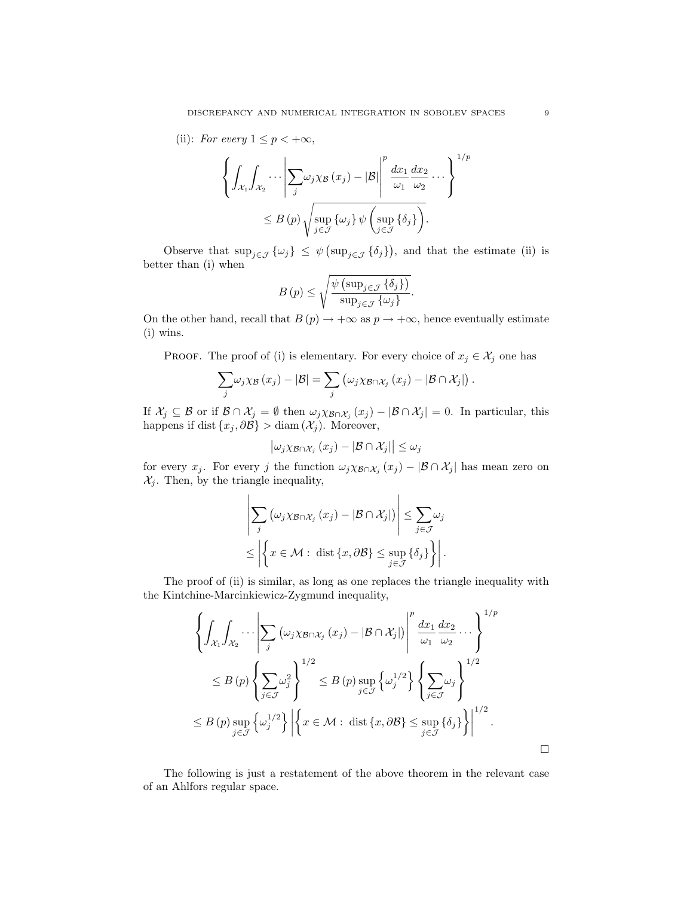(ii): *For every $1 \le p < +\infty$,*

$$\left\{ \int_{\mathcal{X}_1} \int_{\mathcal{X}_2} \cdots \left| \sum_j \omega_j \chi_{\mathcal{B}}(x_j) - |\mathcal{B}| \right|^p \frac{dx_1}{\omega_1} \frac{dx_2}{\omega_2} \cdots \right\}^{1/p} \le B(p) \sqrt{\sup_{j \in \mathcal{J}} \{\omega_j\} \, \psi\left( \sup_{j \in \mathcal{J}} \{\delta_j\} \right)}.$$

Observe that $\sup_{j \in \mathcal{J}} \{\omega_j\} \le \psi\left(\sup_{j \in \mathcal{J}} \{\delta_j\}\right)$, and that the estimate (ii) is better than (i) when

$$B(p) \le \sqrt{\frac{\psi\left(\sup_{j \in \mathcal{J}} \{\delta_j\}\right)}{\sup_{j \in \mathcal{J}} \{\omega_j\}}}.$$

On the other hand, recall that $B(p) \to +\infty$ as $p \to +\infty$, hence eventually estimate (i) wins.

Proof. The proof of (i) is elementary. For every choice of $x_j \in \mathcal{X}_j$ one has

$$\sum_j \omega_j \chi_{\mathcal{B}}(x_j) - |\mathcal{B}| = \sum_j \left( \omega_j \chi_{\mathcal{B} \cap \mathcal{X}_j}(x_j) - |\mathcal{B} \cap \mathcal{X}_j| \right).$$

If $\mathcal{X}_j \subseteq \mathcal{B}$ or if $\mathcal{B} \cap \mathcal{X}_j = \emptyset$ then $\omega_j \chi_{\mathcal{B} \cap \mathcal{X}_j}(x_j) - |\mathcal{B} \cap \mathcal{X}_j| = 0$. In particular, this happens if $\operatorname{dist}\{x_j, \partial\mathcal{B}\} > \operatorname{diam}(\mathcal{X}_j)$. Moreover,

$$\left| \omega_j \chi_{\mathcal{B} \cap \mathcal{X}_j}(x_j) - |\mathcal{B} \cap \mathcal{X}_j| \right| \le \omega_j$$

for every $x_j$. For every $j$ the function $\omega_j \chi_{\mathcal{B} \cap \mathcal{X}_j}(x_j) - |\mathcal{B} \cap \mathcal{X}_j|$ has mean zero on $\mathcal{X}_j$. Then, by the triangle inequality,

$$\begin{aligned} \left| \sum_j \left( \omega_j \chi_{\mathcal{B} \cap \mathcal{X}_j}(x_j) - |\mathcal{B} \cap \mathcal{X}_j| \right) \right| &\le \sum_{j \in \mathcal{J}} \omega_j \\ &\le \left| \left\{ x \in \mathcal{M} : \operatorname{dist}\{x, \partial\mathcal{B}\} \le \sup_{j \in \mathcal{J}} \{\delta_j\} \right\} \right|. \end{aligned}$$

The proof of (ii) is similar, as long as one replaces the triangle inequality with the Kintchine-Marcinkiewicz-Zygmund inequality,

$$\begin{aligned} &\left\{ \int_{\mathcal{X}_1} \int_{\mathcal{X}_2} \cdots \left| \sum_j \left( \omega_j \chi_{\mathcal{B} \cap \mathcal{X}_j}(x_j) - |\mathcal{B} \cap \mathcal{X}_j| \right) \right|^p \frac{dx_1}{\omega_1} \frac{dx_2}{\omega_2} \cdots \right\}^{1/p} \\ &\le B(p) \left\{ \sum_{j \in \mathcal{J}} \omega_j^2 \right\}^{1/2} \le B(p) \sup_{j \in \mathcal{J}} \left\{ \omega_j^{1/2} \right\} \left\{ \sum_{j \in \mathcal{J}} \omega_j \right\}^{1/2} \\ &\le B(p) \sup_{j \in \mathcal{J}} \left\{ \omega_j^{1/2} \right\} \left| \left\{ x \in \mathcal{M} : \operatorname{dist}\{x, \partial\mathcal{B}\} \le \sup_{j \in \mathcal{J}} \{\delta_j\} \right\} \right|^{1/2}. \end{aligned}$$

□

The following is just a restatement of the above theorem in the relevant case of an Ahlfors regular space.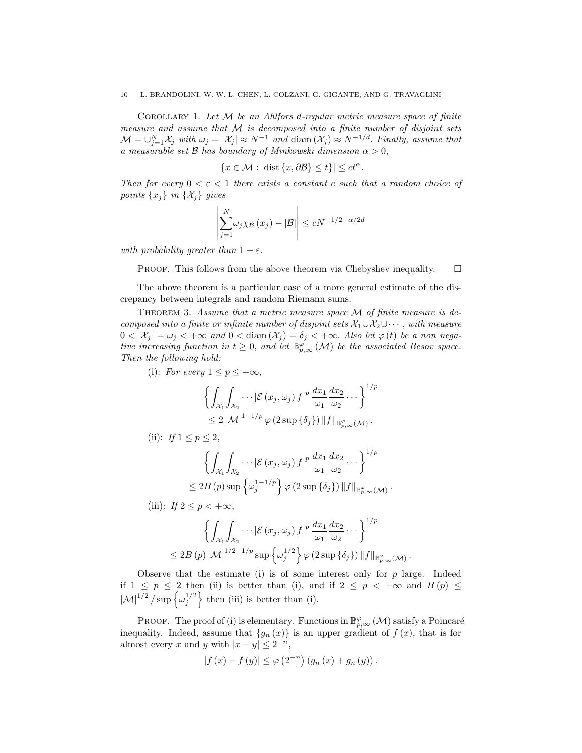Corollary 1. *Let $\mathcal{M}$ be an Ahlfors $d$-regular metric measure space of finite measure and assume that $\mathcal{M}$ is decomposed into a finite number of disjoint sets $\mathcal{M} = \cup_{j=1}^{N} \mathcal{X}_j$ with $\omega_j = |\mathcal{X}_j| \approx N^{-1}$ and $\operatorname{diam}(\mathcal{X}_j) \approx N^{-1/d}$. Finally, assume that a measurable set $\mathcal{B}$ has boundary of Minkowski dimension $\alpha > 0$,*

$$|\{x \in \mathcal{M} : \operatorname{dist}\{x, \partial\mathcal{B}\} \leq t\}| \leq ct^{\alpha}.$$

*Then for every $0 < \varepsilon < 1$ there exists a constant $c$ such that a random choice of points $\{x_j\}$ in $\{\mathcal{X}_j\}$ gives*

$$\left| \sum_{j=1}^{N} \omega_j \chi_{\mathcal{B}}(x_j) - |\mathcal{B}| \right| \leq cN^{-1/2-\alpha/2d}$$

*with probability greater than $1 - \varepsilon$.*

Proof. This follows from the above theorem via Chebyshev inequality. $\square$

The above theorem is a particular case of a more general estimate of the discrepancy between integrals and random Riemann sums.

Theorem 3. *Assume that a metric measure space $\mathcal{M}$ of finite measure is decomposed into a finite or infinite number of disjoint sets $\mathcal{X}_1 \cup \mathcal{X}_2 \cup \cdots$, with measure $0 < |\mathcal{X}_j| = \omega_j < +\infty$ and $0 < \operatorname{diam}(\mathcal{X}_j) = \delta_j < +\infty$. Also let $\varphi(t)$ be a non negative increasing function in $t \geq 0$, and let $\mathbb{B}_{p,\infty}^{\varphi}(\mathcal{M})$ be the associated Besov space. Then the following hold:*

(i): *For every $1 \leq p \leq +\infty$,*

$$\left\{ \int_{\mathcal{X}_1} \int_{\mathcal{X}_2} \cdots |\mathcal{E}(x_j, \omega_j) f|^p \frac{dx_1}{\omega_1} \frac{dx_2}{\omega_2} \cdots \right\}^{1/p} \leq 2 |\mathcal{M}|^{1-1/p} \varphi(2 \sup\{\delta_j\}) \|f\|_{\mathbb{B}_{p,\infty}^{\varphi}(\mathcal{M})}.$$

(ii): *If $1 \leq p \leq 2$,*

$$\left\{ \int_{\mathcal{X}_1} \int_{\mathcal{X}_2} \cdots |\mathcal{E}(x_j, \omega_j) f|^p \frac{dx_1}{\omega_1} \frac{dx_2}{\omega_2} \cdots \right\}^{1/p} \leq 2B(p) \sup\left\{\omega_j^{1-1/p}\right\} \varphi(2 \sup\{\delta_j\}) \|f\|_{\mathbb{B}_{p,\infty}^{\varphi}(\mathcal{M})}.$$

(iii): *If $2 \leq p < +\infty$,*

$$\left\{ \int_{\mathcal{X}_1} \int_{\mathcal{X}_2} \cdots |\mathcal{E}(x_j, \omega_j) f|^p \frac{dx_1}{\omega_1} \frac{dx_2}{\omega_2} \cdots \right\}^{1/p} \leq 2B(p) |\mathcal{M}|^{1/2-1/p} \sup\left\{\omega_j^{1/2}\right\} \varphi(2 \sup\{\delta_j\}) \|f\|_{\mathbb{B}_{p,\infty}^{\varphi}(\mathcal{M})}.$$

Observe that the estimate (i) is of some interest only for $p$ large. Indeed if $1 \leq p \leq 2$ then (ii) is better than (i), and if $2 \leq p < +\infty$ and $B(p) \leq |\mathcal{M}|^{1/2} / \sup\left\{\omega_j^{1/2}\right\}$ then (iii) is better than (i).

Proof. The proof of (i) is elementary. Functions in $\mathbb{B}_{p,\infty}^{\varphi}(\mathcal{M})$ satisfy a Poincaré inequality. Indeed, assume that $\{g_n(x)\}$ is an upper gradient of $f(x)$, that is for almost every $x$ and $y$ with $|x - y| \leq 2^{-n}$,

$$|f(x) - f(y)| \leq \varphi(2^{-n}) (g_n(x) + g_n(y)).$$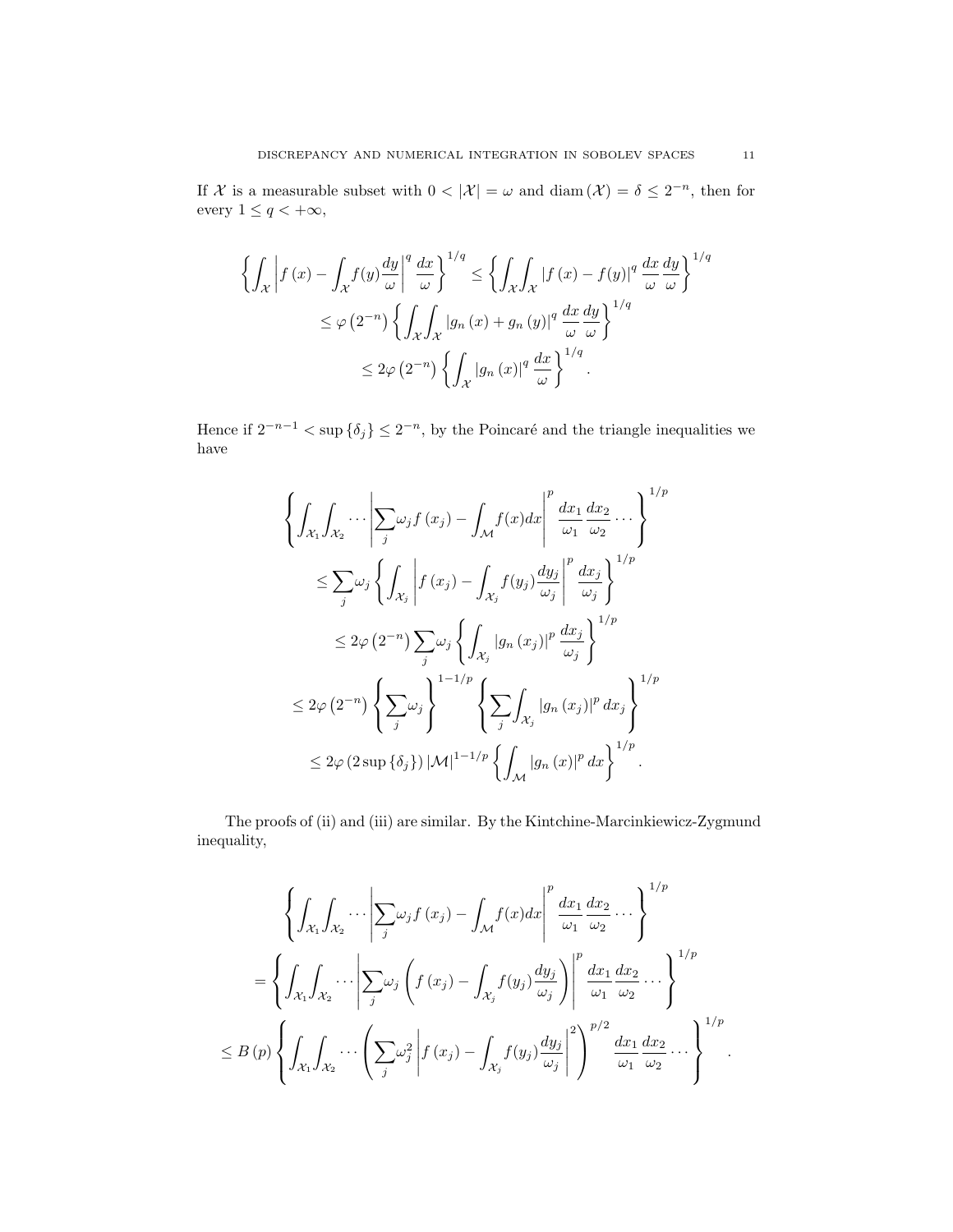If $\mathcal{X}$ is a measurable subset with $0 < |\mathcal{X}| = \omega$ and $\operatorname{diam}(\mathcal{X}) = \delta \leq 2^{-n}$, then for every $1 \leq q < +\infty$,

$$
\begin{aligned}
\left\{ \int_{\mathcal{X}} \left| f(x) - \int_{\mathcal{X}} f(y) \frac{dy}{\omega} \right|^q \frac{dx}{\omega} \right\}^{1/q} &\leq \left\{ \int_{\mathcal{X}} \int_{\mathcal{X}} |f(x) - f(y)|^q \, \frac{dx}{\omega} \frac{dy}{\omega} \right\}^{1/q} \\
&\leq \varphi\left(2^{-n}\right) \left\{ \int_{\mathcal{X}} \int_{\mathcal{X}} |g_n(x) + g_n(y)|^q \, \frac{dx}{\omega} \frac{dy}{\omega} \right\}^{1/q} \\
&\leq 2\varphi\left(2^{-n}\right) \left\{ \int_{\mathcal{X}} |g_n(x)|^q \, \frac{dx}{\omega} \right\}^{1/q}.
\end{aligned}
$$

Hence if $2^{-n-1} < \sup\{\delta_j\} \leq 2^{-n}$, by the Poincaré and the triangle inequalities we have

$$
\begin{aligned}
&\left\{ \int_{\mathcal{X}_1} \int_{\mathcal{X}_2} \cdots \left| \sum_j \omega_j f(x_j) - \int_{\mathcal{M}} f(x) dx \right|^p \frac{dx_1}{\omega_1} \frac{dx_2}{\omega_2} \cdots \right\}^{1/p} \\
&\leq \sum_j \omega_j \left\{ \int_{\mathcal{X}_j} \left| f(x_j) - \int_{\mathcal{X}_j} f(y_j) \frac{dy_j}{\omega_j} \right|^p \frac{dx_j}{\omega_j} \right\}^{1/p} \\
&\leq 2\varphi\left(2^{-n}\right) \sum_j \omega_j \left\{ \int_{\mathcal{X}_j} |g_n(x_j)|^p \, \frac{dx_j}{\omega_j} \right\}^{1/p} \\
&\leq 2\varphi\left(2^{-n}\right) \left\{ \sum_j \omega_j \right\}^{1-1/p} \left\{ \sum_j \int_{\mathcal{X}_j} |g_n(x_j)|^p \, dx_j \right\}^{1/p} \\
&\leq 2\varphi\left(2 \sup\{\delta_j\}\right) |\mathcal{M}|^{1-1/p} \left\{ \int_{\mathcal{M}} |g_n(x)|^p \, dx \right\}^{1/p}.
\end{aligned}
$$

The proofs of (ii) and (iii) are similar. By the Kintchine-Marcinkiewicz-Zygmund inequality,

$$
\begin{aligned}
&\left\{ \int_{\mathcal{X}_1} \int_{\mathcal{X}_2} \cdots \left| \sum_j \omega_j f(x_j) - \int_{\mathcal{M}} f(x) dx \right|^p \frac{dx_1}{\omega_1} \frac{dx_2}{\omega_2} \cdots \right\}^{1/p} \\
&= \left\{ \int_{\mathcal{X}_1} \int_{\mathcal{X}_2} \cdots \left| \sum_j \omega_j \left( f(x_j) - \int_{\mathcal{X}_j} f(y_j) \frac{dy_j}{\omega_j} \right) \right|^p \frac{dx_1}{\omega_1} \frac{dx_2}{\omega_2} \cdots \right\}^{1/p} \\
&\leq B(p) \left\{ \int_{\mathcal{X}_1} \int_{\mathcal{X}_2} \cdots \left( \sum_j \omega_j^2 \left| f(x_j) - \int_{\mathcal{X}_j} f(y_j) \frac{dy_j}{\omega_j} \right|^2 \right)^{p/2} \frac{dx_1}{\omega_1} \frac{dx_2}{\omega_2} \cdots \right\}^{1/p}.
\end{aligned}
$$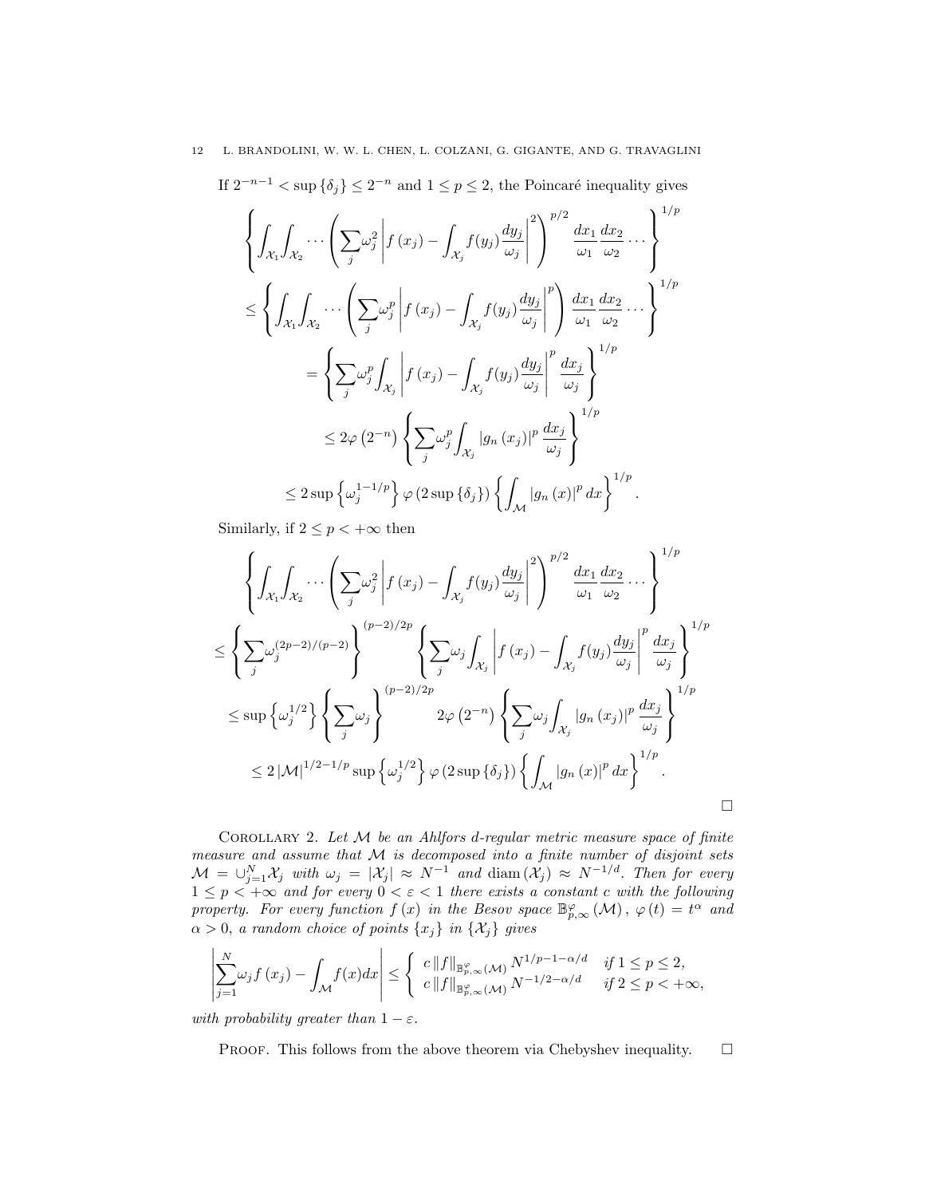If $2^{-n-1} < \sup\{\delta_j\} \le 2^{-n}$ and $1 \le p \le 2$, the Poincaré inequality gives

$$
\begin{aligned}
&\left\{\int_{\mathcal{X}_1}\int_{\mathcal{X}_2}\cdots\left(\sum_j \omega_j^2\left|f(x_j)-\int_{\mathcal{X}_j} f(y_j)\frac{dy_j}{\omega_j}\right|^2\right)^{p/2}\frac{dx_1}{\omega_1}\frac{dx_2}{\omega_2}\cdots\right\}^{1/p}\\
&\le \left\{\int_{\mathcal{X}_1}\int_{\mathcal{X}_2}\cdots\left(\sum_j \omega_j^p\left|f(x_j)-\int_{\mathcal{X}_j} f(y_j)\frac{dy_j}{\omega_j}\right|^p\right)\frac{dx_1}{\omega_1}\frac{dx_2}{\omega_2}\cdots\right\}^{1/p}\\
&\qquad = \left\{\sum_j \omega_j^p\int_{\mathcal{X}_j}\left|f(x_j)-\int_{\mathcal{X}_j} f(y_j)\frac{dy_j}{\omega_j}\right|^p\frac{dx_j}{\omega_j}\right\}^{1/p}\\
&\qquad \le 2\varphi\left(2^{-n}\right)\left\{\sum_j \omega_j^p\int_{\mathcal{X}_j}\left|g_n(x_j)\right|^p\frac{dx_j}{\omega_j}\right\}^{1/p}\\
&\qquad \le 2\sup\left\{\omega_j^{1-1/p}\right\}\varphi\left(2\sup\{\delta_j\}\right)\left\{\int_{\mathcal{M}}\left|g_n(x)\right|^p dx\right\}^{1/p}.
\end{aligned}
$$

Similarly, if $2 \le p < +\infty$ then

$$
\begin{aligned}
&\left\{\int_{\mathcal{X}_1}\int_{\mathcal{X}_2}\cdots\left(\sum_j \omega_j^2\left|f(x_j)-\int_{\mathcal{X}_j} f(y_j)\frac{dy_j}{\omega_j}\right|^2\right)^{p/2}\frac{dx_1}{\omega_1}\frac{dx_2}{\omega_2}\cdots\right\}^{1/p}\\
&\le \left\{\sum_j \omega_j^{(2p-2)/(p-2)}\right\}^{(p-2)/2p}\left\{\sum_j \omega_j\int_{\mathcal{X}_j}\left|f(x_j)-\int_{\mathcal{X}_j} f(y_j)\frac{dy_j}{\omega_j}\right|^p\frac{dx_j}{\omega_j}\right\}^{1/p}\\
&\le \sup\left\{\omega_j^{1/2}\right\}\left\{\sum_j \omega_j\right\}^{(p-2)/2p} 2\varphi\left(2^{-n}\right)\left\{\sum_j \omega_j\int_{\mathcal{X}_j}\left|g_n(x_j)\right|^p\frac{dx_j}{\omega_j}\right\}^{1/p}\\
&\le 2\left|\mathcal{M}\right|^{1/2-1/p}\sup\left\{\omega_j^{1/2}\right\}\varphi\left(2\sup\{\delta_j\}\right)\left\{\int_{\mathcal{M}}\left|g_n(x)\right|^p dx\right\}^{1/p}.
\end{aligned}
$$

□

Corollary 2. *Let $\mathcal{M}$ be an Ahlfors $d$-regular metric measure space of finite measure and assume that $\mathcal{M}$ is decomposed into a finite number of disjoint sets $\mathcal{M} = \cup_{j=1}^N \mathcal{X}_j$ with $\omega_j = |\mathcal{X}_j| \approx N^{-1}$ and $\operatorname{diam}(\mathcal{X}_j) \approx N^{-1/d}$. Then for every $1 \le p < +\infty$ and for every $0 < \varepsilon < 1$ there exists a constant $c$ with the following property. For every function $f(x)$ in the Besov space $\mathbb{B}^{\varphi}_{p,\infty}(\mathcal{M})$, $\varphi(t) = t^{\alpha}$ and $\alpha > 0$, a random choice of points $\{x_j\}$ in $\{\mathcal{X}_j\}$ gives*

$$
\left|\sum_{j=1}^N \omega_j f(x_j) - \int_{\mathcal{M}} f(x)dx\right| \le \begin{cases} c\,\|f\|_{\mathbb{B}^{\varphi}_{p,\infty}(\mathcal{M})} N^{1/p-1-\alpha/d} & \text{if } 1 \le p \le 2, \\ c\,\|f\|_{\mathbb{B}^{\varphi}_{p,\infty}(\mathcal{M})} N^{-1/2-\alpha/d} & \text{if } 2 \le p < +\infty, \end{cases}
$$

*with probability greater than $1-\varepsilon$.*

Proof. This follows from the above theorem via Chebyshev inequality. □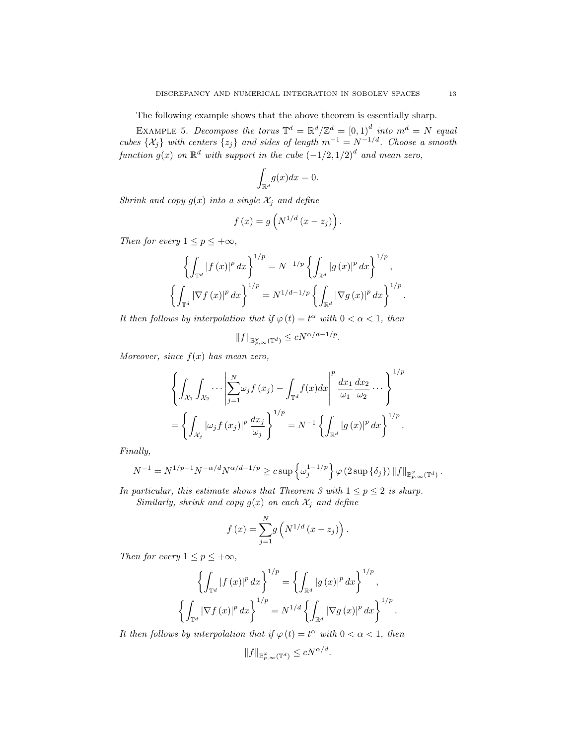The following example shows that the above theorem is essentially sharp.

Example 5. *Decompose the torus $\mathbb{T}^d = \mathbb{R}^d/\mathbb{Z}^d = [0,1)^d$ into $m^d = N$ equal cubes $\{\mathcal{X}_j\}$ with centers $\{z_j\}$ and sides of length $m^{-1} = N^{-1/d}$. Choose a smooth function $g(x)$ on $\mathbb{R}^d$ with support in the cube $(-1/2, 1/2)^d$ and mean zero,*

$$\int_{\mathbb{R}^d} g(x)dx = 0.$$

*Shrink and copy $g(x)$ into a single $\mathcal{X}_j$ and define*

$$f(x) = g\left(N^{1/d}(x - z_j)\right).$$

*Then for every $1 \leq p \leq +\infty$,*

$$\left\{\int_{\mathbb{T}^d} |f(x)|^p dx\right\}^{1/p} = N^{-1/p}\left\{\int_{\mathbb{R}^d} |g(x)|^p dx\right\}^{1/p},$$

$$\left\{\int_{\mathbb{T}^d} |\nabla f(x)|^p dx\right\}^{1/p} = N^{1/d-1/p}\left\{\int_{\mathbb{R}^d} |\nabla g(x)|^p dx\right\}^{1/p}.$$

*It then follows by interpolation that if $\varphi(t) = t^\alpha$ with $0 < \alpha < 1$, then*

$$\|f\|_{\mathbb{B}^{\varphi}_{p,\infty}(\mathbb{T}^d)} \leq cN^{\alpha/d-1/p}.$$

*Moreover, since $f(x)$ has mean zero,*

$$\left\{\int_{\mathcal{X}_1}\int_{\mathcal{X}_2}\cdots\left|\sum_{j=1}^{N}\omega_j f(x_j) - \int_{\mathbb{T}^d} f(x)dx\right|^p \frac{dx_1}{\omega_1}\frac{dx_2}{\omega_2}\cdots\right\}^{1/p}$$

$$= \left\{\int_{\mathcal{X}_j} |\omega_j f(x_j)|^p \frac{dx_j}{\omega_j}\right\}^{1/p} = N^{-1}\left\{\int_{\mathbb{R}^d} |g(x)|^p dx\right\}^{1/p}.$$

*Finally,*

$$N^{-1} = N^{1/p-1}N^{-\alpha/d}N^{\alpha/d-1/p} \geq c\sup\left\{\omega_j^{1-1/p}\right\}\varphi\left(2\sup\{\delta_j\}\right)\|f\|_{\mathbb{B}^{\varphi}_{p,\infty}(\mathbb{T}^d)}.$$

*In particular, this estimate shows that Theorem 3 with $1 \leq p \leq 2$ is sharp.*

*Similarly, shrink and copy $g(x)$ on each $\mathcal{X}_j$ and define*

$$f(x) = \sum_{j=1}^{N} g\left(N^{1/d}(x - z_j)\right).$$

*Then for every $1 \leq p \leq +\infty$,*

$$\left\{\int_{\mathbb{T}^d} |f(x)|^p dx\right\}^{1/p} = \left\{\int_{\mathbb{R}^d} |g(x)|^p dx\right\}^{1/p},$$

$$\left\{\int_{\mathbb{T}^d} |\nabla f(x)|^p dx\right\}^{1/p} = N^{1/d}\left\{\int_{\mathbb{R}^d} |\nabla g(x)|^p dx\right\}^{1/p}.$$

*It then follows by interpolation that if $\varphi(t) = t^\alpha$ with $0 < \alpha < 1$, then*

$$\|f\|_{\mathbb{B}^{\varphi}_{p,\infty}(\mathbb{T}^d)} \leq cN^{\alpha/d}.$$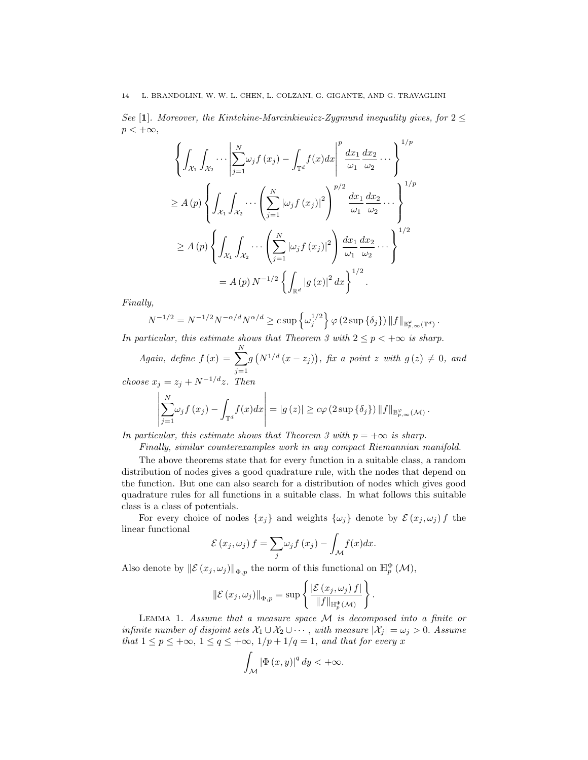*See* [1]. *Moreover, the Kintchine-Marcinkiewicz-Zygmund inequality gives, for* $2 \leq p < +\infty$,

$$
\begin{aligned}
&\left\{ \int_{\mathcal{X}_1} \int_{\mathcal{X}_2} \cdots \left| \sum_{j=1}^{N} \omega_j f(x_j) - \int_{\mathbb{T}^d} f(x) dx \right|^p \frac{dx_1}{\omega_1} \frac{dx_2}{\omega_2} \cdots \right\}^{1/p} \\
&\geq A(p) \left\{ \int_{\mathcal{X}_1} \int_{\mathcal{X}_2} \cdots \left( \sum_{j=1}^{N} \left| \omega_j f(x_j) \right|^2 \right)^{p/2} \frac{dx_1}{\omega_1} \frac{dx_2}{\omega_2} \cdots \right\}^{1/p} \\
&\geq A(p) \left\{ \int_{\mathcal{X}_1} \int_{\mathcal{X}_2} \cdots \left( \sum_{j=1}^{N} \left| \omega_j f(x_j) \right|^2 \right) \frac{dx_1}{\omega_1} \frac{dx_2}{\omega_2} \cdots \right\}^{1/2} \\
&= A(p) N^{-1/2} \left\{ \int_{\mathbb{R}^d} |g(x)|^2 dx \right\}^{1/2}.
\end{aligned}
$$

*Finally,*

$$
N^{-1/2} = N^{-1/2} N^{-\alpha/d} N^{\alpha/d} \geq c \sup \left\{ \omega_j^{1/2} \right\} \varphi \left( 2 \sup \{\delta_j\} \right) \|f\|_{\mathbb{B}^{\varphi}_{p,\infty}(\mathbb{T}^d)}.
$$

*In particular, this estimate shows that Theorem 3 with* $2 \leq p < +\infty$ *is sharp.*

*Again, define* $f(x) = \sum_{j=1}^{N} g\left(N^{1/d}(x - z_j)\right)$, *fix a point* $z$ *with* $g(z) \neq 0$, *and choose* $x_j = z_j + N^{-1/d} z$. *Then*

$$
\left| \sum_{j=1}^{N} \omega_j f(x_j) - \int_{\mathbb{T}^d} f(x) dx \right| = |g(z)| \geq c \varphi \left( 2 \sup \{\delta_j\} \right) \|f\|_{\mathbb{B}^{\varphi}_{p,\infty}(\mathcal{M})}.
$$

*In particular, this estimate shows that Theorem 3 with* $p = +\infty$ *is sharp.*

*Finally, similar counterexamples work in any compact Riemannian manifold.*

The above theorems state that for every function in a suitable class, a random distribution of nodes gives a good quadrature rule, with the nodes that depend on the function. But one can also search for a distribution of nodes which gives good quadrature rules for all functions in a suitable class. In what follows this suitable class is a class of potentials.

For every choice of nodes $\{x_j\}$ and weights $\{\omega_j\}$ denote by $\mathcal{E}(x_j, \omega_j) f$ the linear functional

$$
\mathcal{E}(x_j, \omega_j) f = \sum_j \omega_j f(x_j) - \int_{\mathcal{M}} f(x) dx.
$$

Also denote by $\|\mathcal{E}(x_j, \omega_j)\|_{\Phi,p}$ the norm of this functional on $\mathbb{H}^{\Phi}_p(\mathcal{M})$,

$$
\|\mathcal{E}(x_j, \omega_j)\|_{\Phi,p} = \sup \left\{ \frac{|\mathcal{E}(x_j, \omega_j) f|}{\|f\|_{\mathbb{H}^{\Phi}_p(\mathcal{M})}} \right\}.
$$

Lemma 1. *Assume that a measure space* $\mathcal{M}$ *is decomposed into a finite or infinite number of disjoint sets* $\mathcal{X}_1 \cup \mathcal{X}_2 \cup \cdots$, *with measure* $|\mathcal{X}_j| = \omega_j > 0$. *Assume that* $1 \leq p \leq +\infty$, $1 \leq q \leq +\infty$, $1/p + 1/q = 1$, *and that for every* $x$

$$
\int_{\mathcal{M}} |\Phi(x, y)|^q dy < +\infty.
$$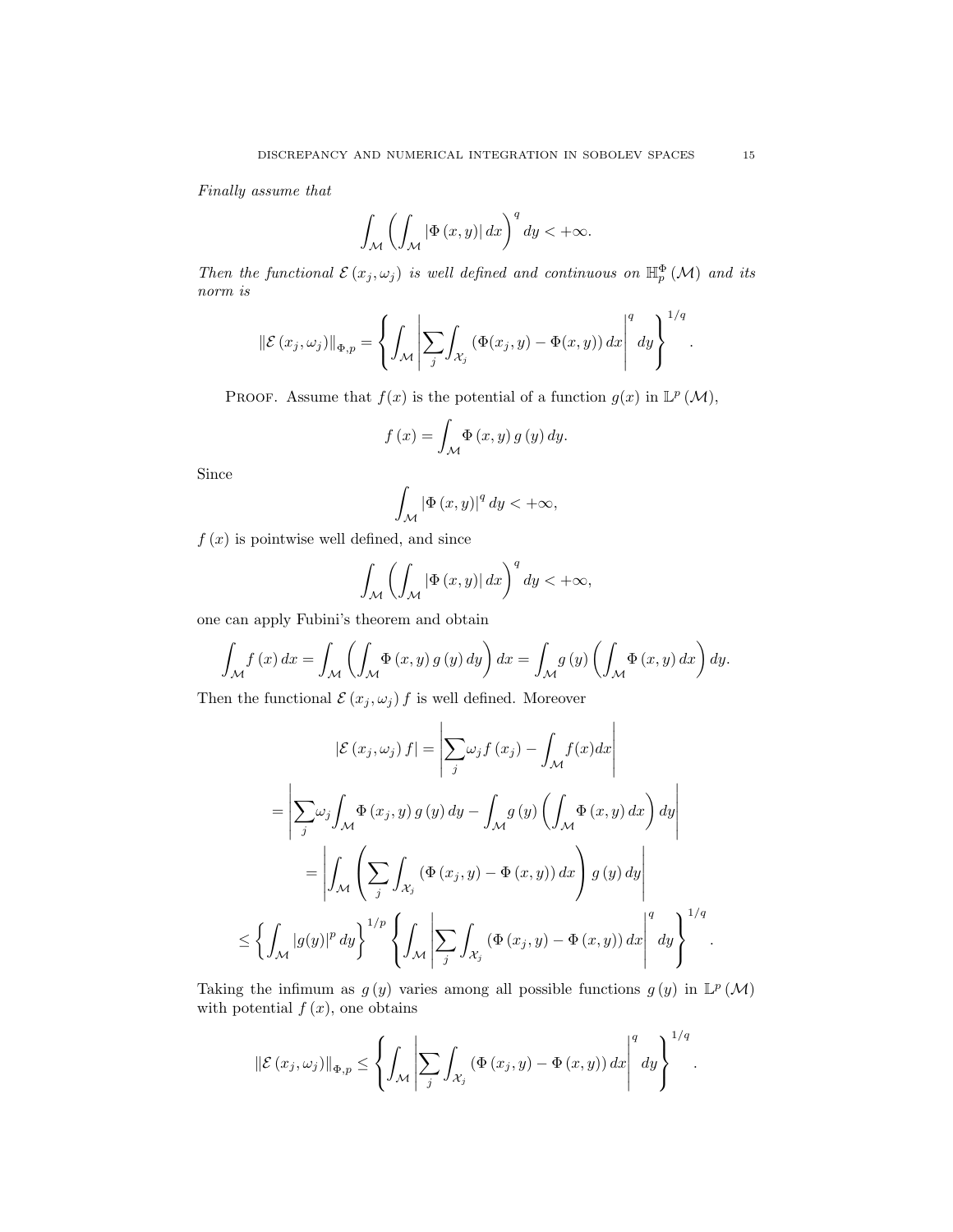*Finally assume that*

$$\int_{\mathcal{M}} \left( \int_{\mathcal{M}} |\Phi(x,y)| \, dx \right)^q dy < +\infty.$$

*Then the functional $\mathcal{E}(x_j, \omega_j)$ is well defined and continuous on $\mathbb{H}_p^\Phi(\mathcal{M})$ and its norm is*

$$\|\mathcal{E}(x_j, \omega_j)\|_{\Phi,p} = \left\{ \int_{\mathcal{M}} \left| \sum_j \int_{\mathcal{X}_j} (\Phi(x_j, y) - \Phi(x, y)) \, dx \right|^q dy \right\}^{1/q}.$$

Proof. Assume that $f(x)$ is the potential of a function $g(x)$ in $\mathbb{L}^p(\mathcal{M})$,

$$f(x) = \int_{\mathcal{M}} \Phi(x,y) \, g(y) \, dy.$$

Since

$$\int_{\mathcal{M}} |\Phi(x,y)|^q \, dy < +\infty,$$

$f(x)$ is pointwise well defined, and since

$$\int_{\mathcal{M}} \left( \int_{\mathcal{M}} |\Phi(x,y)| \, dx \right)^q dy < +\infty,$$

one can apply Fubini's theorem and obtain

$$\int_{\mathcal{M}} f(x) \, dx = \int_{\mathcal{M}} \left( \int_{\mathcal{M}} \Phi(x,y) \, g(y) \, dy \right) dx = \int_{\mathcal{M}} g(y) \left( \int_{\mathcal{M}} \Phi(x,y) \, dx \right) dy.$$

Then the functional $\mathcal{E}(x_j, \omega_j) f$ is well defined. Moreover

$$|\mathcal{E}(x_j, \omega_j) f| = \left| \sum_j \omega_j f(x_j) - \int_{\mathcal{M}} f(x) dx \right|$$

$$= \left| \sum_j \omega_j \int_{\mathcal{M}} \Phi(x_j, y) \, g(y) \, dy - \int_{\mathcal{M}} g(y) \left( \int_{\mathcal{M}} \Phi(x,y) \, dx \right) dy \right|$$

$$= \left| \int_{\mathcal{M}} \left( \sum_j \int_{\mathcal{X}_j} (\Phi(x_j, y) - \Phi(x, y)) \, dx \right) g(y) \, dy \right|$$

$$\leq \left\{ \int_{\mathcal{M}} |g(y)|^p \, dy \right\}^{1/p} \left\{ \int_{\mathcal{M}} \left| \sum_j \int_{\mathcal{X}_j} (\Phi(x_j, y) - \Phi(x, y)) \, dx \right|^q dy \right\}^{1/q}.$$

Taking the infimum as $g(y)$ varies among all possible functions $g(y)$ in $\mathbb{L}^p(\mathcal{M})$ with potential $f(x)$, one obtains

$$\|\mathcal{E}(x_j, \omega_j)\|_{\Phi,p} \leq \left\{ \int_{\mathcal{M}} \left| \sum_j \int_{\mathcal{X}_j} (\Phi(x_j, y) - \Phi(x, y)) \, dx \right|^q dy \right\}^{1/q}.$$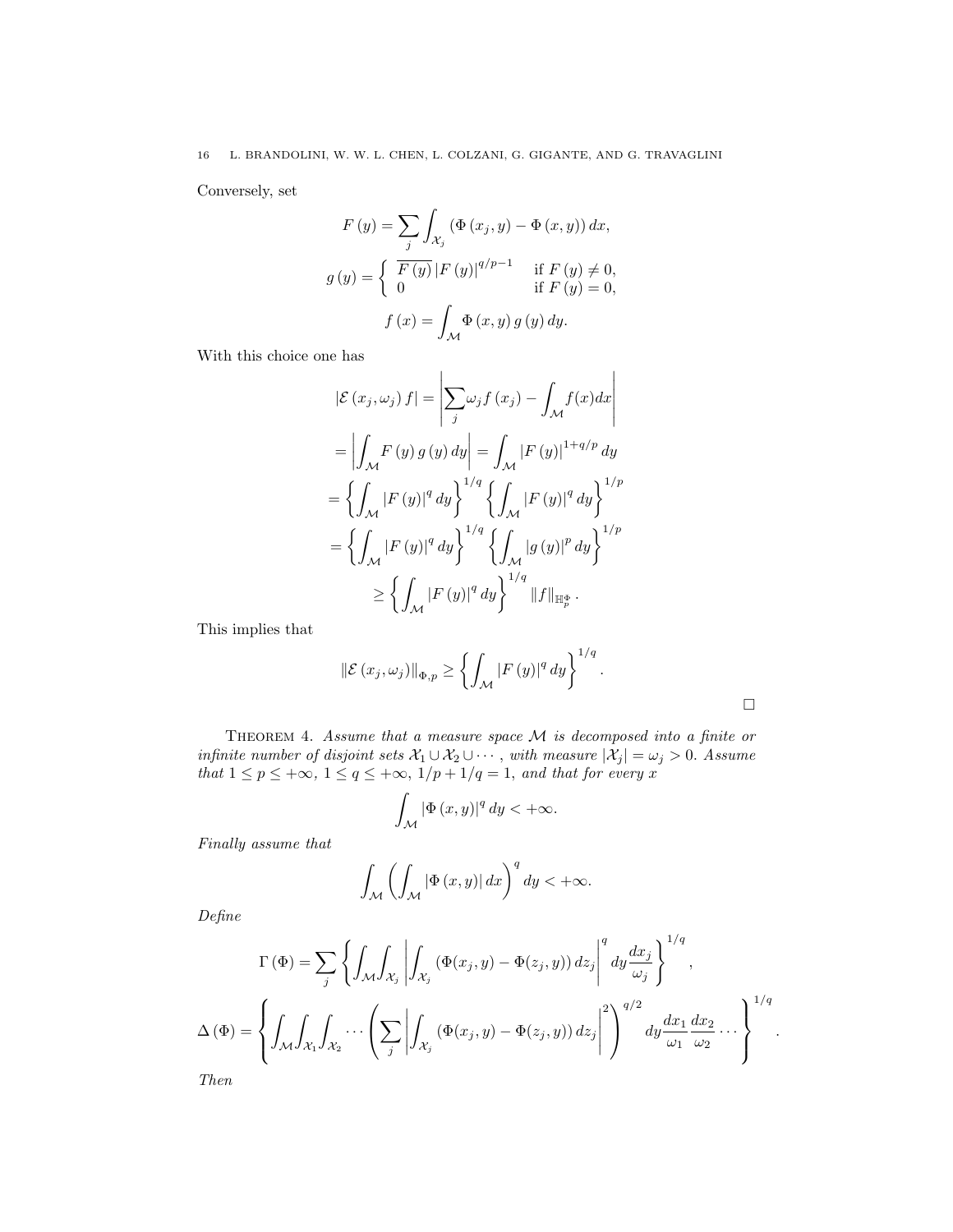Conversely, set

$$F(y) = \sum_j \int_{\mathcal{X}_j} \left(\Phi(x_j, y) - \Phi(x, y)\right) dx,$$

$$g(y) = \begin{cases} \overline{F(y)} \, |F(y)|^{q/p-1} & \text{if } F(y) \neq 0, \\ 0 & \text{if } F(y) = 0, \end{cases}$$

$$f(x) = \int_{\mathcal{M}} \Phi(x, y) \, g(y) \, dy.$$

With this choice one has

$$\begin{aligned}
|\mathcal{E}(x_j, \omega_j) f| &= \left| \sum_j \omega_j f(x_j) - \int_{\mathcal{M}} f(x) dx \right| \\
&= \left| \int_{\mathcal{M}} F(y) \, g(y) \, dy \right| = \int_{\mathcal{M}} |F(y)|^{1+q/p} \, dy \\
&= \left\{ \int_{\mathcal{M}} |F(y)|^q \, dy \right\}^{1/q} \left\{ \int_{\mathcal{M}} |F(y)|^q \, dy \right\}^{1/p} \\
&= \left\{ \int_{\mathcal{M}} |F(y)|^q \, dy \right\}^{1/q} \left\{ \int_{\mathcal{M}} |g(y)|^p \, dy \right\}^{1/p} \\
&\geq \left\{ \int_{\mathcal{M}} |F(y)|^q \, dy \right\}^{1/q} \|f\|_{\mathbb{H}_p^{\Phi}}.
\end{aligned}$$

This implies that

$$\|\mathcal{E}(x_j, \omega_j)\|_{\Phi, p} \geq \left\{ \int_{\mathcal{M}} |F(y)|^q \, dy \right\}^{1/q}.$$

$\square$

THEOREM 4. *Assume that a measure space $\mathcal{M}$ is decomposed into a finite or infinite number of disjoint sets $\mathcal{X}_1 \cup \mathcal{X}_2 \cup \cdots$, with measure $|\mathcal{X}_j| = \omega_j > 0$. Assume that $1 \leq p \leq +\infty$, $1 \leq q \leq +\infty$, $1/p + 1/q = 1$, and that for every $x$*

$$\int_{\mathcal{M}} |\Phi(x, y)|^q \, dy < +\infty.$$

*Finally assume that*

$$\int_{\mathcal{M}} \left( \int_{\mathcal{M}} |\Phi(x, y)| \, dx \right)^q dy < +\infty.$$

*Define*

$$\Gamma(\Phi) = \sum_j \left\{ \int_{\mathcal{M}} \int_{\mathcal{X}_j} \left| \int_{\mathcal{X}_j} \left(\Phi(x_j, y) - \Phi(z_j, y)\right) dz_j \right|^q dy \frac{dx_j}{\omega_j} \right\}^{1/q},$$

$$\Delta(\Phi) = \left\{ \int_{\mathcal{M}} \int_{\mathcal{X}_1} \int_{\mathcal{X}_2} \cdots \left( \sum_j \left| \int_{\mathcal{X}_j} \left(\Phi(x_j, y) - \Phi(z_j, y)\right) dz_j \right|^2 \right)^{q/2} dy \frac{dx_1}{\omega_1} \frac{dx_2}{\omega_2} \cdots \right\}^{1/q}.$$

*Then*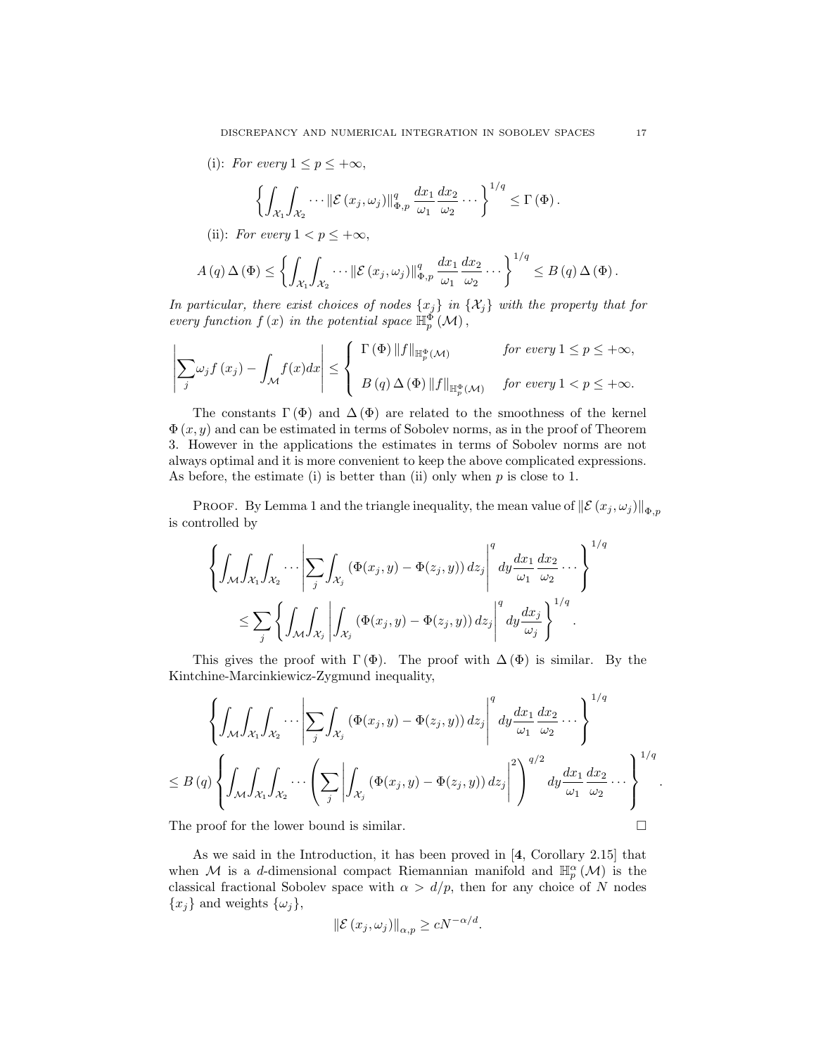(i): *For every* $1 \leq p \leq +\infty$,

$$\left\{ \int_{\mathcal{X}_1} \int_{\mathcal{X}_2} \cdots \left\| \mathcal{E}\left(x_j, \omega_j\right) \right\|_{\Phi,p}^q \frac{dx_1}{\omega_1} \frac{dx_2}{\omega_2} \cdots \right\}^{1/q} \leq \Gamma\left(\Phi\right).$$

(ii): *For every* $1 < p \leq +\infty$,

$$A\left(q\right) \Delta\left(\Phi\right) \leq \left\{ \int_{\mathcal{X}_1} \int_{\mathcal{X}_2} \cdots \left\| \mathcal{E}\left(x_j, \omega_j\right) \right\|_{\Phi,p}^q \frac{dx_1}{\omega_1} \frac{dx_2}{\omega_2} \cdots \right\}^{1/q} \leq B\left(q\right) \Delta\left(\Phi\right).$$

*In particular, there exist choices of nodes* $\{x_j\}$ *in* $\{\mathcal{X}_j\}$ *with the property that for every function* $f(x)$ *in the potential space* $\mathbb{H}_p^{\Phi}(\mathcal{M})$,

$$\left| \sum_j \omega_j f\left(x_j\right) - \int_{\mathcal{M}} f(x) dx \right| \leq \begin{cases} \Gamma\left(\Phi\right) \|f\|_{\mathbb{H}_p^{\Phi}(\mathcal{M})} & \textit{for every } 1 \leq p \leq +\infty, \\ B\left(q\right) \Delta\left(\Phi\right) \|f\|_{\mathbb{H}_p^{\Phi}(\mathcal{M})} & \textit{for every } 1 < p \leq +\infty. \end{cases}$$

The constants $\Gamma(\Phi)$ and $\Delta(\Phi)$ are related to the smoothness of the kernel $\Phi(x, y)$ and can be estimated in terms of Sobolev norms, as in the proof of Theorem 3. However in the applications the estimates in terms of Sobolev norms are not always optimal and it is more convenient to keep the above complicated expressions. As before, the estimate (i) is better than (ii) only when $p$ is close to 1.

Proof. By Lemma 1 and the triangle inequality, the mean value of $\left\| \mathcal{E}\left(x_j, \omega_j\right) \right\|_{\Phi,p}$ is controlled by

$$\left\{ \int_{\mathcal{M}} \int_{\mathcal{X}_1} \int_{\mathcal{X}_2} \cdots \left| \sum_j \int_{\mathcal{X}_j} \left(\Phi(x_j, y) - \Phi(z_j, y)\right) dz_j \right|^q dy \frac{dx_1}{\omega_1} \frac{dx_2}{\omega_2} \cdots \right\}^{1/q}$$
$$\leq \sum_j \left\{ \int_{\mathcal{M}} \int_{\mathcal{X}_j} \left| \int_{\mathcal{X}_j} \left(\Phi(x_j, y) - \Phi(z_j, y)\right) dz_j \right|^q dy \frac{dx_j}{\omega_j} \right\}^{1/q}.$$

This gives the proof with $\Gamma(\Phi)$. The proof with $\Delta(\Phi)$ is similar. By the Kintchine-Marcinkiewicz-Zygmund inequality,

$$\left\{ \int_{\mathcal{M}} \int_{\mathcal{X}_1} \int_{\mathcal{X}_2} \cdots \left| \sum_j \int_{\mathcal{X}_j} \left(\Phi(x_j, y) - \Phi(z_j, y)\right) dz_j \right|^q dy \frac{dx_1}{\omega_1} \frac{dx_2}{\omega_2} \cdots \right\}^{1/q}$$
$$\leq B\left(q\right) \left\{ \int_{\mathcal{M}} \int_{\mathcal{X}_1} \int_{\mathcal{X}_2} \cdots \left( \sum_j \left| \int_{\mathcal{X}_j} \left(\Phi(x_j, y) - \Phi(z_j, y)\right) dz_j \right|^2 \right)^{q/2} dy \frac{dx_1}{\omega_1} \frac{dx_2}{\omega_2} \cdots \right\}^{1/q}.$$

The proof for the lower bound is similar. □

As we said in the Introduction, it has been proved in [**4**, Corollary 2.15] that when $\mathcal{M}$ is a $d$-dimensional compact Riemannian manifold and $\mathbb{H}_p^{\alpha}(\mathcal{M})$ is the classical fractional Sobolev space with $\alpha > d/p$, then for any choice of $N$ nodes $\{x_j\}$ and weights $\{\omega_j\}$,

$$\left\| \mathcal{E}\left(x_j, \omega_j\right) \right\|_{\alpha,p} \geq cN^{-\alpha/d}.$$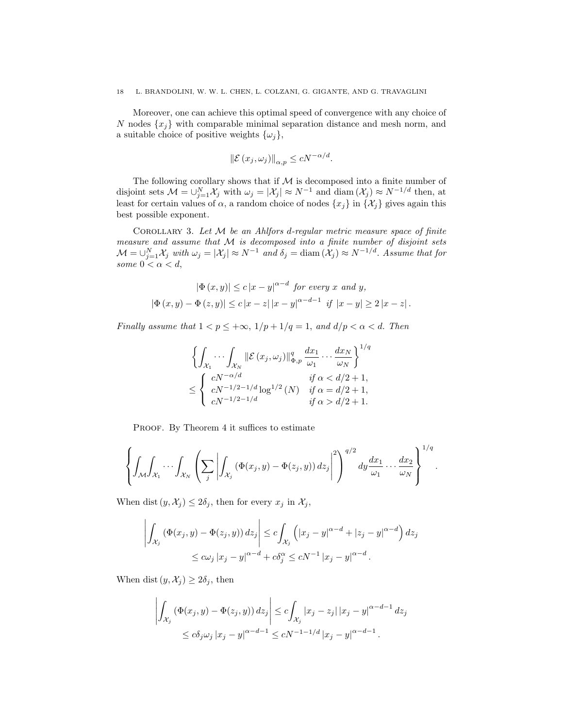Moreover, one can achieve this optimal speed of convergence with any choice of $N$ nodes $\{x_j\}$ with comparable minimal separation distance and mesh norm, and a suitable choice of positive weights $\{\omega_j\}$,

$$\|\mathcal{E}(x_j,\omega_j)\|_{\alpha,p} \leq cN^{-\alpha/d}.$$

The following corollary shows that if $\mathcal{M}$ is decomposed into a finite number of disjoint sets $\mathcal{M} = \cup_{j=1}^{N} \mathcal{X}_j$ with $\omega_j = |\mathcal{X}_j| \approx N^{-1}$ and $\operatorname{diam}(\mathcal{X}_j) \approx N^{-1/d}$ then, at least for certain values of $\alpha$, a random choice of nodes $\{x_j\}$ in $\{\mathcal{X}_j\}$ gives again this best possible exponent.

Corollary 3. *Let $\mathcal{M}$ be an Ahlfors $d$-regular metric measure space of finite measure and assume that $\mathcal{M}$ is decomposed into a finite number of disjoint sets $\mathcal{M} = \cup_{j=1}^{N} \mathcal{X}_j$ with $\omega_j = |\mathcal{X}_j| \approx N^{-1}$ and $\delta_j = \operatorname{diam}(\mathcal{X}_j) \approx N^{-1/d}$. Assume that for some $0 < \alpha < d$,*

$$|\Phi(x,y)| \leq c\,|x-y|^{\alpha-d} \text{ for every } x \text{ and } y,$$
$$|\Phi(x,y) - \Phi(z,y)| \leq c\,|x-z|\,|x-y|^{\alpha-d-1} \text{ if } |x-y| \geq 2\,|x-z|.$$

*Finally assume that $1 < p \leq +\infty$, $1/p + 1/q = 1$, and $d/p < \alpha < d$. Then*

$$\left\{ \int_{\mathcal{X}_1} \cdots \int_{\mathcal{X}_N} \|\mathcal{E}(x_j,\omega_j)\|_{\Phi,p}^q \frac{dx_1}{\omega_1} \cdots \frac{dx_N}{\omega_N} \right\}^{1/q}$$
$$\leq \begin{cases} cN^{-\alpha/d} & \text{if } \alpha < d/2+1, \\ cN^{-1/2-1/d}\log^{1/2}(N) & \text{if } \alpha = d/2+1, \\ cN^{-1/2-1/d} & \text{if } \alpha > d/2+1. \end{cases}$$

Proof. By Theorem 4 it suffices to estimate

$$\left\{ \int_{\mathcal{M}} \int_{\mathcal{X}_1} \cdots \int_{\mathcal{X}_N} \left( \sum_j \left| \int_{\mathcal{X}_j} (\Phi(x_j,y) - \Phi(z_j,y))\,dz_j \right|^2 \right)^{q/2} dy \frac{dx_1}{\omega_1} \cdots \frac{dx_2}{\omega_N} \right\}^{1/q}.$$

When $\operatorname{dist}(y,\mathcal{X}_j) \leq 2\delta_j$, then for every $x_j$ in $\mathcal{X}_j$,

$$\left| \int_{\mathcal{X}_j} (\Phi(x_j,y) - \Phi(z_j,y))\,dz_j \right| \leq c\int_{\mathcal{X}_j} \left( |x_j-y|^{\alpha-d} + |z_j-y|^{\alpha-d} \right) dz_j$$
$$\leq c\omega_j\,|x_j-y|^{\alpha-d} + c\delta_j^{\alpha} \leq cN^{-1}\,|x_j-y|^{\alpha-d}.$$

When $\operatorname{dist}(y,\mathcal{X}_j) \geq 2\delta_j$, then

$$\left| \int_{\mathcal{X}_j} (\Phi(x_j,y) - \Phi(z_j,y))\,dz_j \right| \leq c\int_{\mathcal{X}_j} |x_j-z_j|\,|x_j-y|^{\alpha-d-1}\,dz_j$$
$$\leq c\delta_j\omega_j\,|x_j-y|^{\alpha-d-1} \leq cN^{-1-1/d}\,|x_j-y|^{\alpha-d-1}.$$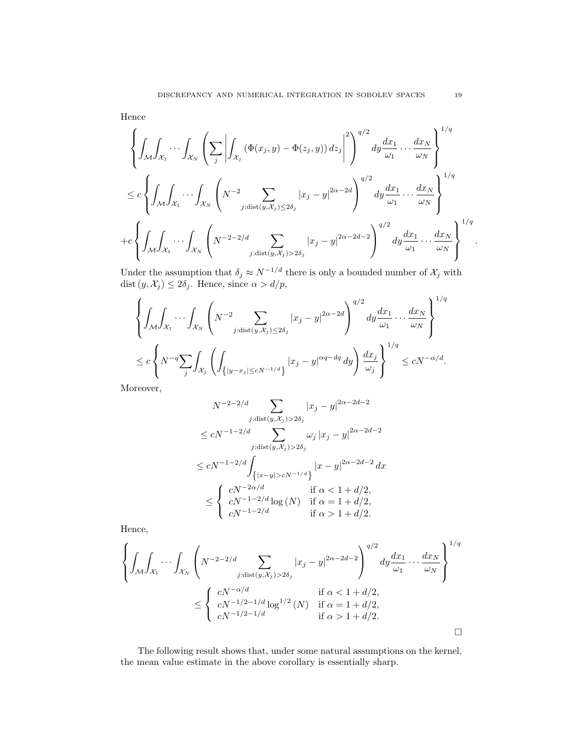Hence

$$
\left\{ \int_{\mathcal{M}} \int_{\mathcal{X}_1} \cdots \int_{\mathcal{X}_N} \left( \sum_j \left| \int_{\mathcal{X}_j} \left( \Phi(x_j, y) - \Phi(z_j, y) \right) dz_j \right|^2 \right)^{q/2} dy \frac{dx_1}{\omega_1} \cdots \frac{dx_N}{\omega_N} \right\}^{1/q}
$$

$$
\leq c \left\{ \int_{\mathcal{M}} \int_{\mathcal{X}_1} \cdots \int_{\mathcal{X}_N} \left( N^{-2} \sum_{j : \operatorname{dist}(y, \mathcal{X}_j) \leq 2\delta_j} |x_j - y|^{2\alpha - 2d} \right)^{q/2} dy \frac{dx_1}{\omega_1} \cdots \frac{dx_N}{\omega_N} \right\}^{1/q}
$$

$$
+ c \left\{ \int_{\mathcal{M}} \int_{\mathcal{X}_1} \cdots \int_{\mathcal{X}_N} \left( N^{-2-2/d} \sum_{j : \operatorname{dist}(y, \mathcal{X}_j) > 2\delta_j} |x_j - y|^{2\alpha - 2d - 2} \right)^{q/2} dy \frac{dx_1}{\omega_1} \cdots \frac{dx_N}{\omega_N} \right\}^{1/q}.
$$

Under the assumption that $\delta_j \approx N^{-1/d}$ there is only a bounded number of $\mathcal{X}_j$ with $\operatorname{dist}(y, \mathcal{X}_j) \leq 2\delta_j$. Hence, since $\alpha > d/p$,

$$
\left\{ \int_{\mathcal{M}} \int_{\mathcal{X}_1} \cdots \int_{\mathcal{X}_N} \left( N^{-2} \sum_{j : \operatorname{dist}(y, \mathcal{X}_j) \leq 2\delta_j} |x_j - y|^{2\alpha - 2d} \right)^{q/2} dy \frac{dx_1}{\omega_1} \cdots \frac{dx_N}{\omega_N} \right\}^{1/q}
$$

$$
\leq c \left\{ N^{-q} \sum_j \int_{\mathcal{X}_j} \left( \int_{\left\{ |y - x_j| \leq c N^{-1/d} \right\}} |x_j - y|^{\alpha q - dq} \, dy \right) \frac{dx_j}{\omega_j} \right\}^{1/q} \leq c N^{-\alpha/d}.
$$

Moreover,

$$
\begin{aligned}
& N^{-2-2/d} \sum_{j : \operatorname{dist}(y, \mathcal{X}_j) > 2\delta_j} |x_j - y|^{2\alpha - 2d - 2} \\
& \leq c N^{-1-2/d} \sum_{j : \operatorname{dist}(y, \mathcal{X}_j) > 2\delta_j} \omega_j \, |x_j - y|^{2\alpha - 2d - 2} \\
& \leq c N^{-1-2/d} \int_{\left\{ |x - y| > c N^{-1/d} \right\}} |x - y|^{2\alpha - 2d - 2} \, dx \\
& \leq \begin{cases} c N^{-2\alpha/d} & \text{if } \alpha < 1 + d/2, \\ c N^{-1-2/d} \log(N) & \text{if } \alpha = 1 + d/2, \\ c N^{-1-2/d} & \text{if } \alpha > 1 + d/2. \end{cases}
\end{aligned}
$$

Hence,

$$
\left\{ \int_{\mathcal{M}} \int_{\mathcal{X}_1} \cdots \int_{\mathcal{X}_N} \left( N^{-2-2/d} \sum_{j : \operatorname{dist}(y, \mathcal{X}_j) > 2\delta_j} |x_j - y|^{2\alpha - 2d - 2} \right)^{q/2} dy \frac{dx_1}{\omega_1} \cdots \frac{dx_N}{\omega_N} \right\}^{1/q}
$$

$$
\leq \begin{cases} c N^{-\alpha/d} & \text{if } \alpha < 1 + d/2, \\ c N^{-1/2-1/d} \log^{1/2}(N) & \text{if } \alpha = 1 + d/2, \\ c N^{-1/2-1/d} & \text{if } \alpha > 1 + d/2. \end{cases}
$$

□

The following result shows that, under some natural assumptions on the kernel, the mean value estimate in the above corollary is essentially sharp.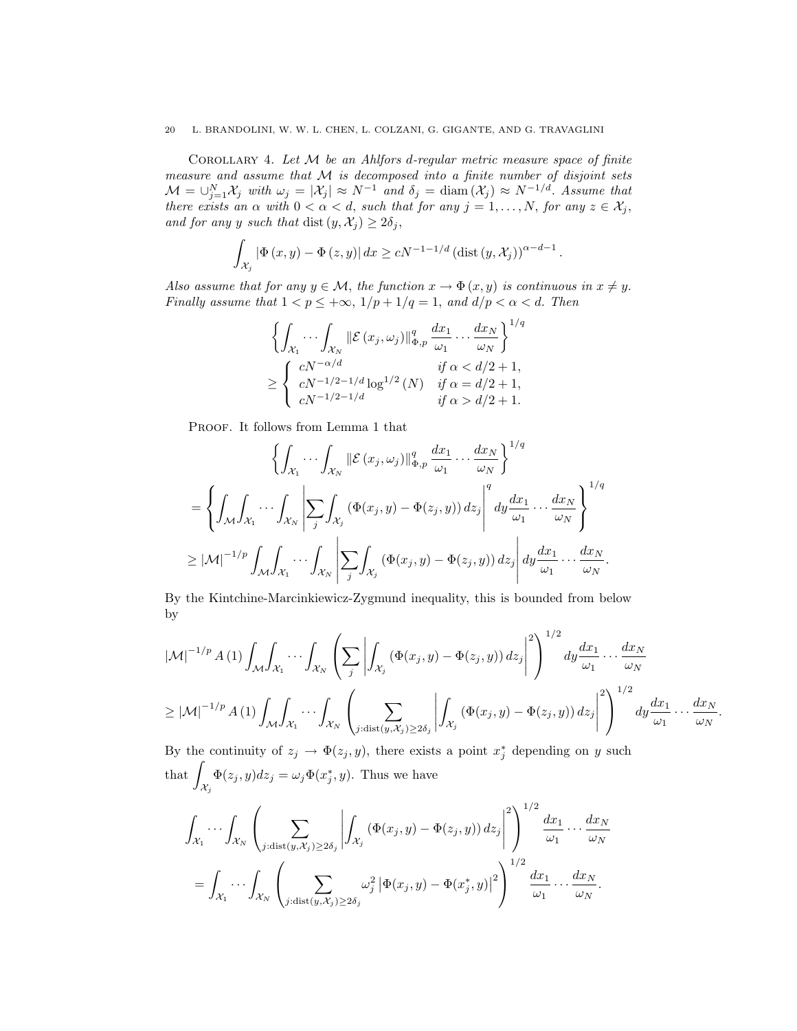**Corollary 4.** *Let $\mathcal{M}$ be an Ahlfors $d$-regular metric measure space of finite measure and assume that $\mathcal{M}$ is decomposed into a finite number of disjoint sets $\mathcal{M} = \cup_{j=1}^{N} \mathcal{X}_j$ with $\omega_j = |\mathcal{X}_j| \approx N^{-1}$ and $\delta_j = \operatorname{diam}(\mathcal{X}_j) \approx N^{-1/d}$. Assume that there exists an $\alpha$ with $0 < \alpha < d$, such that for any $j = 1, \ldots, N$, for any $z \in \mathcal{X}_j$, and for any $y$ such that $\operatorname{dist}(y, \mathcal{X}_j) \geq 2\delta_j$,*

$$\int_{\mathcal{X}_j} |\Phi(x, y) - \Phi(z, y)| \, dx \geq cN^{-1-1/d} \left(\operatorname{dist}(y, \mathcal{X}_j)\right)^{\alpha - d - 1}.$$

*Also assume that for any $y \in \mathcal{M}$, the function $x \to \Phi(x, y)$ is continuous in $x \neq y$. Finally assume that $1 < p \leq +\infty$, $1/p + 1/q = 1$, and $d/p < \alpha < d$. Then*

$$\left\{ \int_{\mathcal{X}_1} \cdots \int_{\mathcal{X}_N} \|\mathcal{E}(x_j, \omega_j)\|_{\Phi, p}^{q} \, \frac{dx_1}{\omega_1} \cdots \frac{dx_N}{\omega_N} \right\}^{1/q}$$
$$\geq \begin{cases} cN^{-\alpha/d} & \text{if } \alpha < d/2 + 1, \\ cN^{-1/2-1/d} \log^{1/2}(N) & \text{if } \alpha = d/2 + 1, \\ cN^{-1/2-1/d} & \text{if } \alpha > d/2 + 1. \end{cases}$$

Proof. It follows from Lemma 1 that

$$\left\{ \int_{\mathcal{X}_1} \cdots \int_{\mathcal{X}_N} \|\mathcal{E}(x_j, \omega_j)\|_{\Phi, p}^{q} \, \frac{dx_1}{\omega_1} \cdots \frac{dx_N}{\omega_N} \right\}^{1/q}$$

$$= \left\{ \int_{\mathcal{M}} \int_{\mathcal{X}_1} \cdots \int_{\mathcal{X}_N} \left| \sum_j \int_{\mathcal{X}_j} \left(\Phi(x_j, y) - \Phi(z_j, y)\right) dz_j \right|^q dy \frac{dx_1}{\omega_1} \cdots \frac{dx_N}{\omega_N} \right\}^{1/q}$$

$$\geq |\mathcal{M}|^{-1/p} \int_{\mathcal{M}} \int_{\mathcal{X}_1} \cdots \int_{\mathcal{X}_N} \left| \sum_j \int_{\mathcal{X}_j} \left(\Phi(x_j, y) - \Phi(z_j, y)\right) dz_j \right| dy \frac{dx_1}{\omega_1} \cdots \frac{dx_N}{\omega_N}.$$

By the Kintchine-Marcinkiewicz-Zygmund inequality, this is bounded from below by

$$|\mathcal{M}|^{-1/p} A(1) \int_{\mathcal{M}} \int_{\mathcal{X}_1} \cdots \int_{\mathcal{X}_N} \left( \sum_j \left| \int_{\mathcal{X}_j} \left(\Phi(x_j, y) - \Phi(z_j, y)\right) dz_j \right|^2 \right)^{1/2} dy \frac{dx_1}{\omega_1} \cdots \frac{dx_N}{\omega_N}$$

$$\geq |\mathcal{M}|^{-1/p} A(1) \int_{\mathcal{M}} \int_{\mathcal{X}_1} \cdots \int_{\mathcal{X}_N} \left( \sum_{j: \operatorname{dist}(y, \mathcal{X}_j) \geq 2\delta_j} \left| \int_{\mathcal{X}_j} \left(\Phi(x_j, y) - \Phi(z_j, y)\right) dz_j \right|^2 \right)^{1/2} dy \frac{dx_1}{\omega_1} \cdots \frac{dx_N}{\omega_N}.$$

By the continuity of $z_j \to \Phi(z_j, y)$, there exists a point $x_j^*$ depending on $y$ such that $\displaystyle\int_{\mathcal{X}_j} \Phi(z_j, y) dz_j = \omega_j \Phi(x_j^*, y)$. Thus we have

$$\int_{\mathcal{X}_1} \cdots \int_{\mathcal{X}_N} \left( \sum_{j: \operatorname{dist}(y, \mathcal{X}_j) \geq 2\delta_j} \left| \int_{\mathcal{X}_j} \left(\Phi(x_j, y) - \Phi(z_j, y)\right) dz_j \right|^2 \right)^{1/2} \frac{dx_1}{\omega_1} \cdots \frac{dx_N}{\omega_N}$$

$$= \int_{\mathcal{X}_1} \cdots \int_{\mathcal{X}_N} \left( \sum_{j: \operatorname{dist}(y, \mathcal{X}_j) \geq 2\delta_j} \omega_j^2 \left| \Phi(x_j, y) - \Phi(x_j^*, y) \right|^2 \right)^{1/2} \frac{dx_1}{\omega_1} \cdots \frac{dx_N}{\omega_N}.$$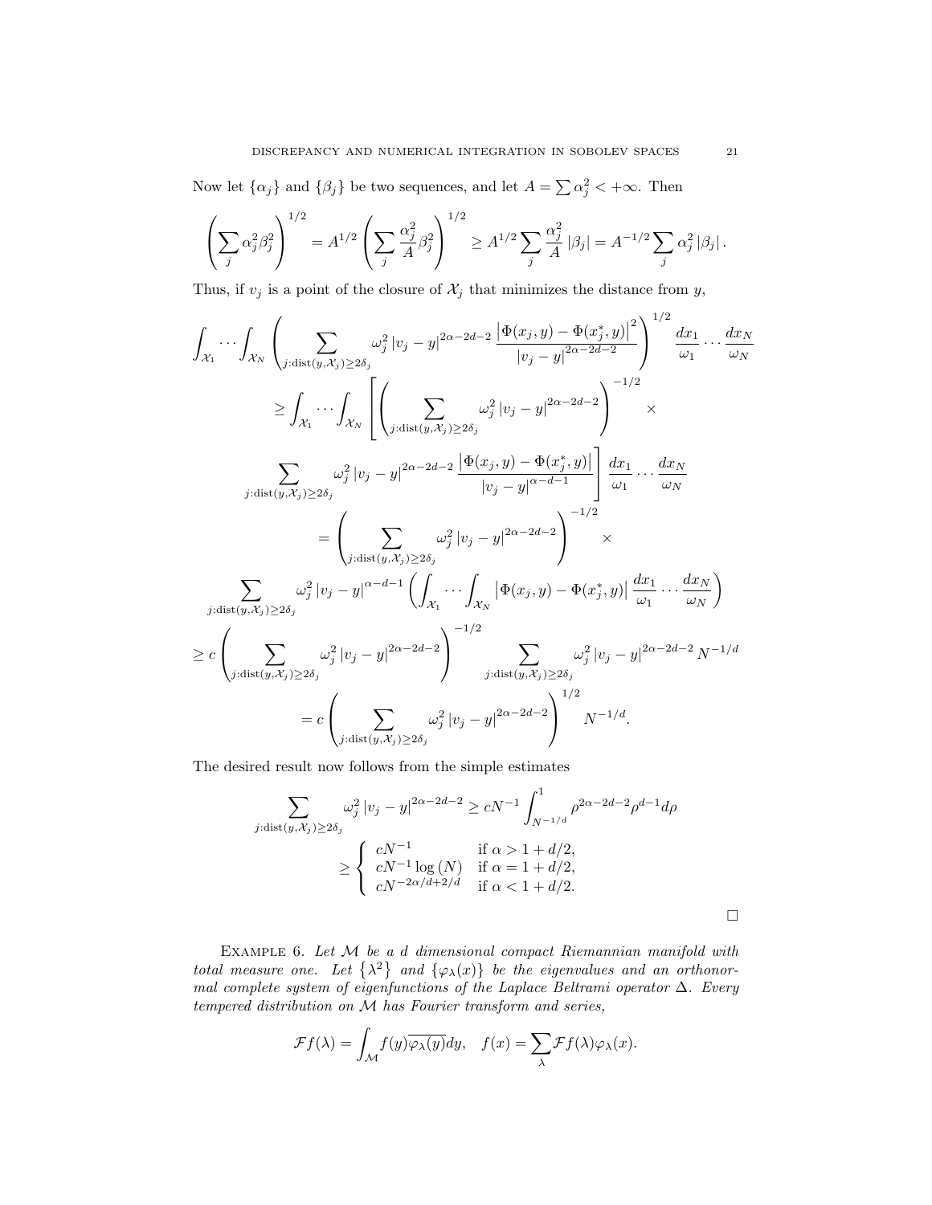Now let $\{\alpha_j\}$ and $\{\beta_j\}$ be two sequences, and let $A = \sum \alpha_j^2 < +\infty$. Then

$$\left( \sum_j \alpha_j^2 \beta_j^2 \right)^{1/2} = A^{1/2} \left( \sum_j \frac{\alpha_j^2}{A} \beta_j^2 \right)^{1/2} \geq A^{1/2} \sum_j \frac{\alpha_j^2}{A} |\beta_j| = A^{-1/2} \sum_j \alpha_j^2 |\beta_j| .$$

Thus, if $v_j$ is a point of the closure of $\mathcal{X}_j$ that minimizes the distance from $y$,

$$\int_{\mathcal{X}_1} \cdots \int_{\mathcal{X}_N} \left( \sum_{j:\mathrm{dist}(y,\mathcal{X}_j) \geq 2\delta_j} \omega_j^2 |v_j - y|^{2\alpha-2d-2} \frac{\left|\Phi(x_j,y) - \Phi(x_j^*,y)\right|^2}{|v_j - y|^{2\alpha-2d-2}} \right)^{1/2} \frac{dx_1}{\omega_1} \cdots \frac{dx_N}{\omega_N}$$

$$\geq \int_{\mathcal{X}_1} \cdots \int_{\mathcal{X}_N} \left[ \left( \sum_{j:\mathrm{dist}(y,\mathcal{X}_j) \geq 2\delta_j} \omega_j^2 |v_j - y|^{2\alpha-2d-2} \right)^{-1/2} \times \right.$$

$$\left. \sum_{j:\mathrm{dist}(y,\mathcal{X}_j) \geq 2\delta_j} \omega_j^2 |v_j - y|^{2\alpha-2d-2} \frac{\left|\Phi(x_j,y) - \Phi(x_j^*,y)\right|}{|v_j - y|^{\alpha-d-1}} \right] \frac{dx_1}{\omega_1} \cdots \frac{dx_N}{\omega_N}$$

$$= \left( \sum_{j:\mathrm{dist}(y,\mathcal{X}_j) \geq 2\delta_j} \omega_j^2 |v_j - y|^{2\alpha-2d-2} \right)^{-1/2} \times$$

$$\sum_{j:\mathrm{dist}(y,\mathcal{X}_j) \geq 2\delta_j} \omega_j^2 |v_j - y|^{\alpha-d-1} \left( \int_{\mathcal{X}_1} \cdots \int_{\mathcal{X}_N} \left|\Phi(x_j,y) - \Phi(x_j^*,y)\right| \frac{dx_1}{\omega_1} \cdots \frac{dx_N}{\omega_N} \right)$$

$$\geq c \left( \sum_{j:\mathrm{dist}(y,\mathcal{X}_j) \geq 2\delta_j} \omega_j^2 |v_j - y|^{2\alpha-2d-2} \right)^{-1/2} \sum_{j:\mathrm{dist}(y,\mathcal{X}_j) \geq 2\delta_j} \omega_j^2 |v_j - y|^{2\alpha-2d-2} N^{-1/d}$$

$$= c \left( \sum_{j:\mathrm{dist}(y,\mathcal{X}_j) \geq 2\delta_j} \omega_j^2 |v_j - y|^{2\alpha-2d-2} \right)^{1/2} N^{-1/d}.$$

The desired result now follows from the simple estimates

$$\sum_{j:\mathrm{dist}(y,\mathcal{X}_j) \geq 2\delta_j} \omega_j^2 |v_j - y|^{2\alpha-2d-2} \geq cN^{-1} \int_{N^{-1/d}}^1 \rho^{2\alpha-2d-2} \rho^{d-1} d\rho$$

$$\geq \begin{cases} cN^{-1} & \text{if } \alpha > 1 + d/2, \\ cN^{-1} \log(N) & \text{if } \alpha = 1 + d/2, \\ cN^{-2\alpha/d+2/d} & \text{if } \alpha < 1 + d/2. \end{cases}$$

□

Example 6. *Let $\mathcal{M}$ be a $d$ dimensional compact Riemannian manifold with total measure one. Let $\{\lambda^2\}$ and $\{\varphi_\lambda(x)\}$ be the eigenvalues and an orthonormal complete system of eigenfunctions of the Laplace Beltrami operator $\Delta$. Every tempered distribution on $\mathcal{M}$ has Fourier transform and series,*

$$\mathcal{F}f(\lambda) = \int_{\mathcal{M}} f(y)\overline{\varphi_\lambda(y)} dy, \quad f(x) = \sum_\lambda \mathcal{F}f(\lambda)\varphi_\lambda(x).$$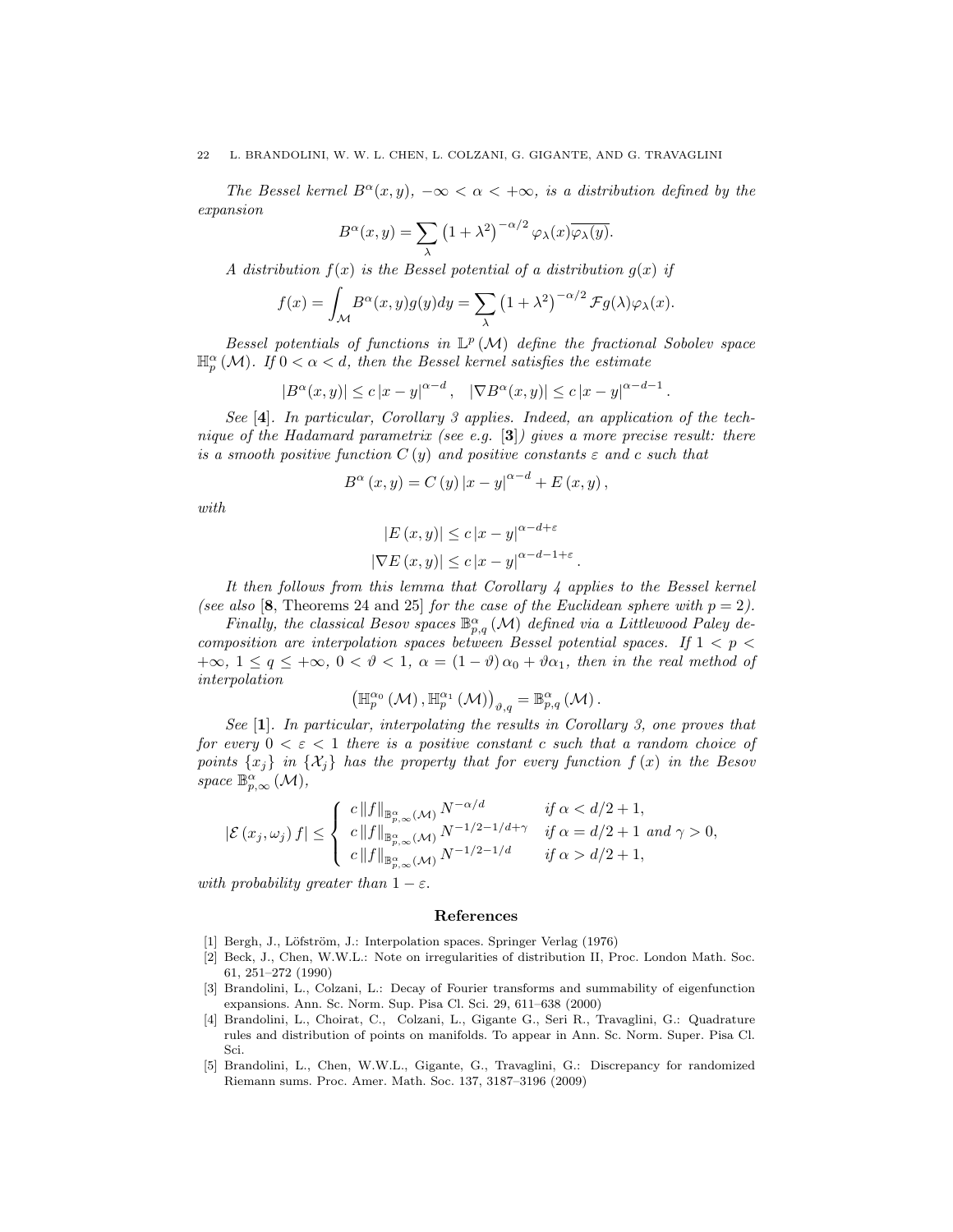*The Bessel kernel* $B^\alpha(x,y)$, $-\infty < \alpha < +\infty$, *is a distribution defined by the expansion*

$$B^\alpha(x,y) = \sum_\lambda \left(1+\lambda^2\right)^{-\alpha/2} \varphi_\lambda(x)\overline{\varphi_\lambda(y)}.$$

*A distribution* $f(x)$ *is the Bessel potential of a distribution* $g(x)$ *if*

$$f(x) = \int_{\mathcal{M}} B^\alpha(x,y)g(y)dy = \sum_\lambda \left(1+\lambda^2\right)^{-\alpha/2} \mathcal{F}g(\lambda)\varphi_\lambda(x).$$

*Bessel potentials of functions in* $\mathbb{L}^p(\mathcal{M})$ *define the fractional Sobolev space* $\mathbb{H}^\alpha_p(\mathcal{M})$. *If* $0 < \alpha < d$, *then the Bessel kernel satisfies the estimate*

$$|B^\alpha(x,y)| \leq c\,|x-y|^{\alpha-d}, \quad |\nabla B^\alpha(x,y)| \leq c\,|x-y|^{\alpha-d-1}.$$

*See* [**4**]. *In particular, Corollary 3 applies. Indeed, an application of the technique of the Hadamard parametrix (see e.g.* [**3**]*) gives a more precise result: there is a smooth positive function* $C(y)$ *and positive constants* $\varepsilon$ *and* $c$ *such that*

$$B^\alpha(x,y) = C(y)\,|x-y|^{\alpha-d} + E(x,y),$$

*with*

$$|E(x,y)| \leq c\,|x-y|^{\alpha-d+\varepsilon}$$
$$|\nabla E(x,y)| \leq c\,|x-y|^{\alpha-d-1+\varepsilon}.$$

*It then follows from this lemma that Corollary 4 applies to the Bessel kernel (see also* [**8**, Theorems 24 and 25] *for the case of the Euclidean sphere with* $p = 2$*).*

*Finally, the classical Besov spaces* $\mathbb{B}^\alpha_{p,q}(\mathcal{M})$ *defined via a Littlewood Paley decomposition are interpolation spaces between Bessel potential spaces. If* $1 < p < +\infty$, $1 \leq q \leq +\infty$, $0 < \vartheta < 1$, $\alpha = (1-\vartheta)\alpha_0 + \vartheta\alpha_1$, *then in the real method of interpolation*

$$\left(\mathbb{H}^{\alpha_0}_p(\mathcal{M}), \mathbb{H}^{\alpha_1}_p(\mathcal{M})\right)_{\vartheta,q} = \mathbb{B}^\alpha_{p,q}(\mathcal{M}).$$

*See* [**1**]. *In particular, interpolating the results in Corollary 3, one proves that for every* $0 < \varepsilon < 1$ *there is a positive constant* $c$ *such that a random choice of points* $\{x_j\}$ *in* $\{\mathcal{X}_j\}$ *has the property that for every function* $f(x)$ *in the Besov space* $\mathbb{B}^\alpha_{p,\infty}(\mathcal{M})$,

$$|\mathcal{E}(x_j,\omega_j)\,f| \leq \begin{cases} c\,\|f\|_{\mathbb{B}^\alpha_{p,\infty}(\mathcal{M})}\,N^{-\alpha/d} & \text{if } \alpha < d/2+1, \\ c\,\|f\|_{\mathbb{B}^\alpha_{p,\infty}(\mathcal{M})}\,N^{-1/2-1/d+\gamma} & \text{if } \alpha = d/2+1 \text{ and } \gamma > 0, \\ c\,\|f\|_{\mathbb{B}^\alpha_{p,\infty}(\mathcal{M})}\,N^{-1/2-1/d} & \text{if } \alpha > d/2+1, \end{cases}$$

*with probability greater than* $1-\varepsilon$.

## References

[1] Bergh, J., Löfström, J.: Interpolation spaces. Springer Verlag (1976)

[2] Beck, J., Chen, W.W.L.: Note on irregularities of distribution II, Proc. London Math. Soc. 61, 251–272 (1990)

[3] Brandolini, L., Colzani, L.: Decay of Fourier transforms and summability of eigenfunction expansions. Ann. Sc. Norm. Sup. Pisa Cl. Sci. 29, 611–638 (2000)

[4] Brandolini, L., Choirat, C., Colzani, L., Gigante G., Seri R., Travaglini, G.: Quadrature rules and distribution of points on manifolds. To appear in Ann. Sc. Norm. Super. Pisa Cl. Sci.

[5] Brandolini, L., Chen, W.W.L., Gigante, G., Travaglini, G.: Discrepancy for randomized Riemann sums. Proc. Amer. Math. Soc. 137, 3187–3196 (2009)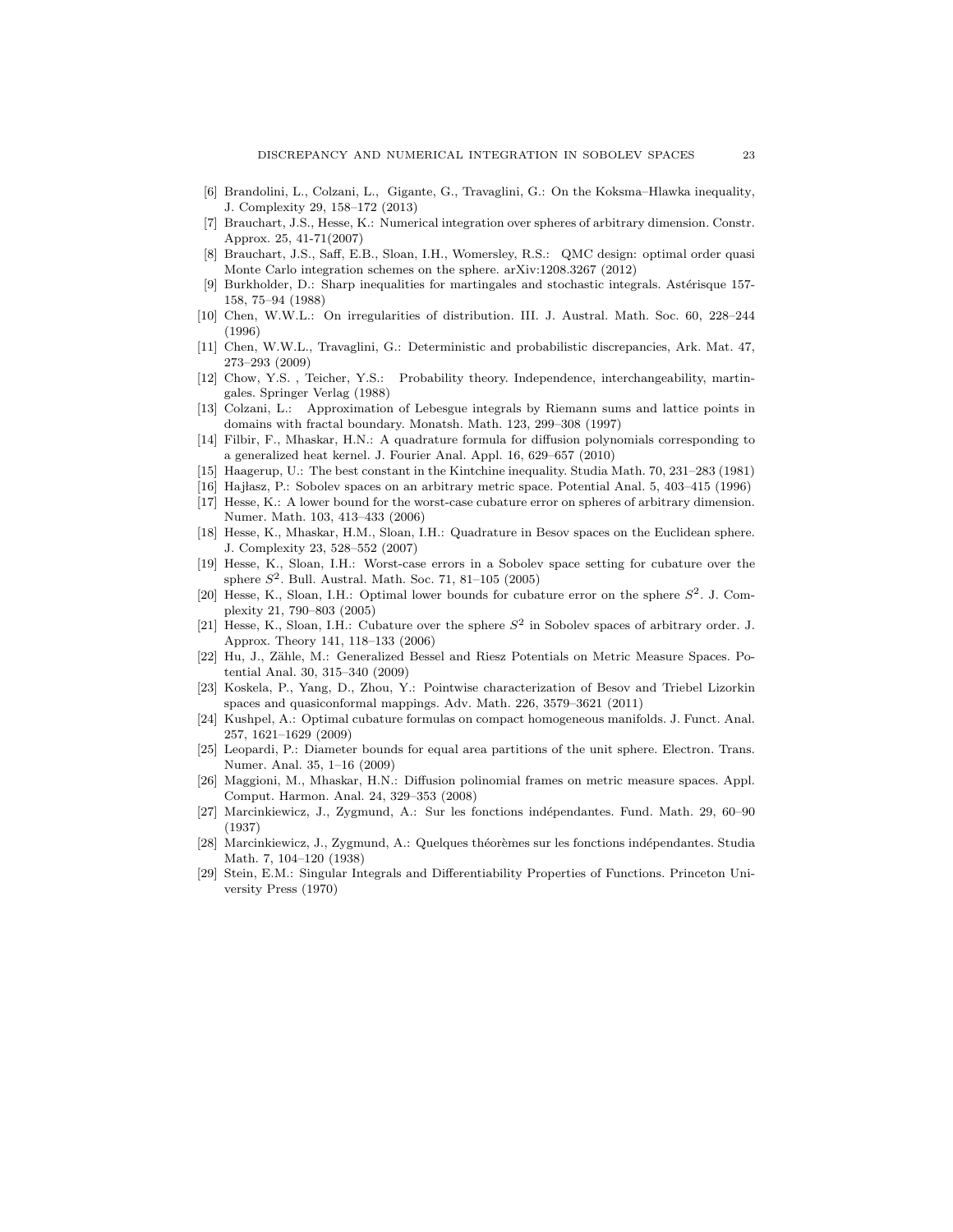[6] Brandolini, L., Colzani, L., Gigante, G., Travaglini, G.: On the Koksma–Hlawka inequality, J. Complexity 29, 158–172 (2013)

[7] Brauchart, J.S., Hesse, K.: Numerical integration over spheres of arbitrary dimension. Constr. Approx. 25, 41-71(2007)

[8] Brauchart, J.S., Saff, E.B., Sloan, I.H., Womersley, R.S.: QMC design: optimal order quasi Monte Carlo integration schemes on the sphere. arXiv:1208.3267 (2012)

[9] Burkholder, D.: Sharp inequalities for martingales and stochastic integrals. Astérisque 157-158, 75–94 (1988)

[10] Chen, W.W.L.: On irregularities of distribution. III. J. Austral. Math. Soc. 60, 228–244 (1996)

[11] Chen, W.W.L., Travaglini, G.: Deterministic and probabilistic discrepancies, Ark. Mat. 47, 273–293 (2009)

[12] Chow, Y.S. , Teicher, Y.S.: Probability theory. Independence, interchangeability, martingales. Springer Verlag (1988)

[13] Colzani, L.: Approximation of Lebesgue integrals by Riemann sums and lattice points in domains with fractal boundary. Monatsh. Math. 123, 299–308 (1997)

[14] Filbir, F., Mhaskar, H.N.: A quadrature formula for diffusion polynomials corresponding to a generalized heat kernel. J. Fourier Anal. Appl. 16, 629–657 (2010)

[15] Haagerup, U.: The best constant in the Kintchine inequality. Studia Math. 70, 231–283 (1981)

[16] Hajłasz, P.: Sobolev spaces on an arbitrary metric space. Potential Anal. 5, 403–415 (1996)

[17] Hesse, K.: A lower bound for the worst-case cubature error on spheres of arbitrary dimension. Numer. Math. 103, 413–433 (2006)

[18] Hesse, K., Mhaskar, H.M., Sloan, I.H.: Quadrature in Besov spaces on the Euclidean sphere. J. Complexity 23, 528–552 (2007)

[19] Hesse, K., Sloan, I.H.: Worst-case errors in a Sobolev space setting for cubature over the sphere $S^2$. Bull. Austral. Math. Soc. 71, 81–105 (2005)

[20] Hesse, K., Sloan, I.H.: Optimal lower bounds for cubature error on the sphere $S^2$. J. Complexity 21, 790–803 (2005)

[21] Hesse, K., Sloan, I.H.: Cubature over the sphere $S^2$ in Sobolev spaces of arbitrary order. J. Approx. Theory 141, 118–133 (2006)

[22] Hu, J., Zähle, M.: Generalized Bessel and Riesz Potentials on Metric Measure Spaces. Potential Anal. 30, 315–340 (2009)

[23] Koskela, P., Yang, D., Zhou, Y.: Pointwise characterization of Besov and Triebel Lizorkin spaces and quasiconformal mappings. Adv. Math. 226, 3579–3621 (2011)

[24] Kushpel, A.: Optimal cubature formulas on compact homogeneous manifolds. J. Funct. Anal. 257, 1621–1629 (2009)

[25] Leopardi, P.: Diameter bounds for equal area partitions of the unit sphere. Electron. Trans. Numer. Anal. 35, 1–16 (2009)

[26] Maggioni, M., Mhaskar, H.N.: Diffusion polinomial frames on metric measure spaces. Appl. Comput. Harmon. Anal. 24, 329–353 (2008)

[27] Marcinkiewicz, J., Zygmund, A.: Sur les fonctions indépendantes. Fund. Math. 29, 60–90 (1937)

[28] Marcinkiewicz, J., Zygmund, A.: Quelques théorèmes sur les fonctions indépendantes. Studia Math. 7, 104–120 (1938)

[29] Stein, E.M.: Singular Integrals and Differentiability Properties of Functions. Princeton University Press (1970)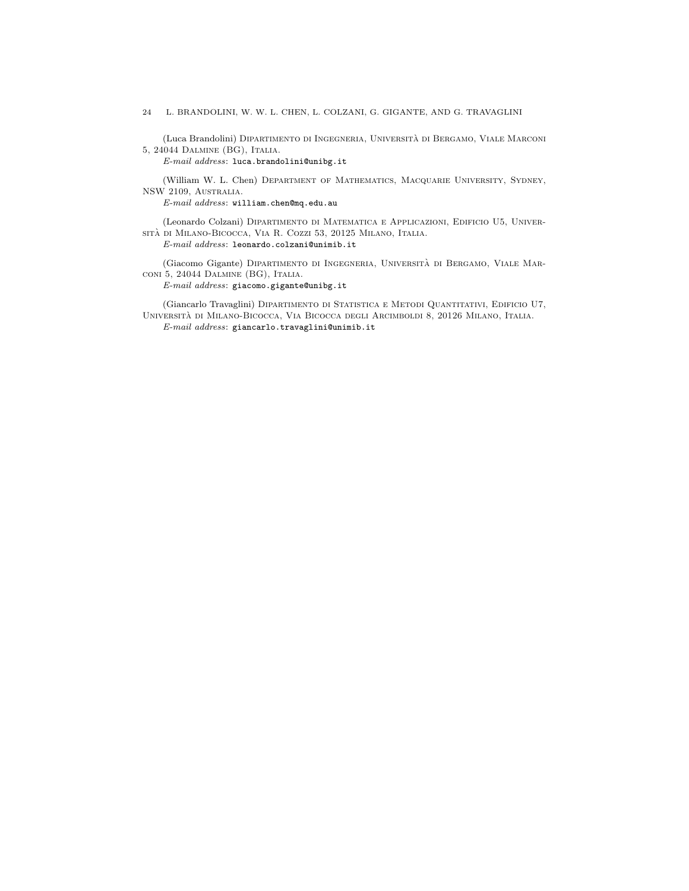(Luca Brandolini) Dipartimento di Ingegneria, Università di Bergamo, Viale Marconi 5, 24044 Dalmine (BG), Italia.

*E-mail address*: luca.brandolini@unibg.it

(William W. L. Chen) Department of Mathematics, Macquarie University, Sydney, NSW 2109, Australia.

*E-mail address*: william.chen@mq.edu.au

(Leonardo Colzani) Dipartimento di Matematica e Applicazioni, Edificio U5, Università di Milano-Bicocca, Via R. Cozzi 53, 20125 Milano, Italia.

*E-mail address*: leonardo.colzani@unimib.it

(Giacomo Gigante) Dipartimento di Ingegneria, Università di Bergamo, Viale Marconi 5, 24044 Dalmine (BG), Italia.

*E-mail address*: giacomo.gigante@unibg.it

(Giancarlo Travaglini) Dipartimento di Statistica e Metodi Quantitativi, Edificio U7, Università di Milano-Bicocca, Via Bicocca degli Arcimboldi 8, 20126 Milano, Italia.

*E-mail address*: giancarlo.travaglini@unimib.it